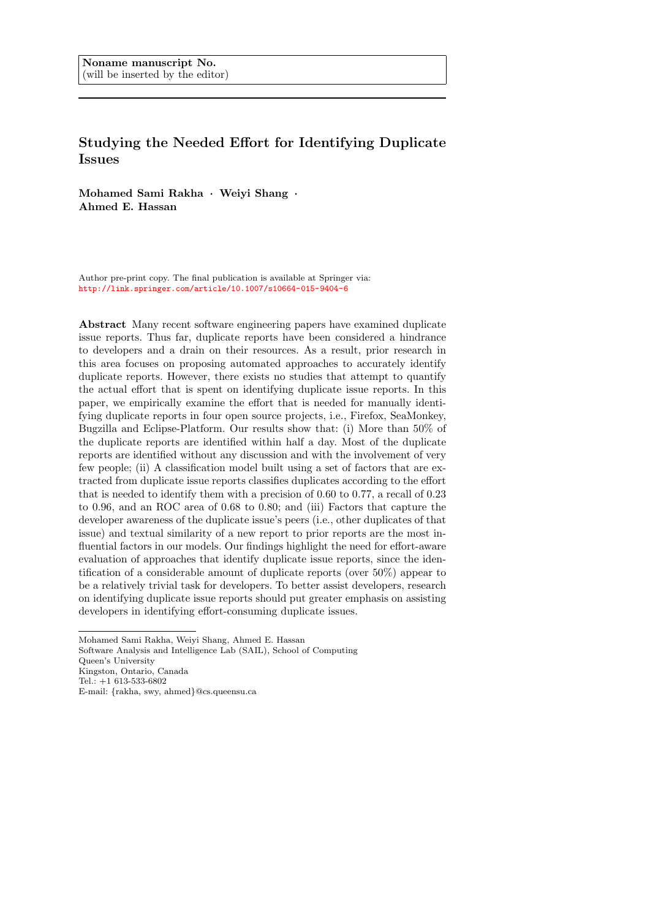Noname manuscript No.
(will be inserted by the editor)

# Studying the Needed Effort for Identifying Duplicate Issues

**Mohamed Sami Rakha · Weiyi Shang · Ahmed E. Hassan**

Author pre-print copy. The final publication is available at Springer via: http://link.springer.com/article/10.1007/s10664-015-9404-6

**Abstract** Many recent software engineering papers have examined duplicate issue reports. Thus far, duplicate reports have been considered a hindrance to developers and a drain on their resources. As a result, prior research in this area focuses on proposing automated approaches to accurately identify duplicate reports. However, there exists no studies that attempt to quantify the actual effort that is spent on identifying duplicate issue reports. In this paper, we empirically examine the effort that is needed for manually identifying duplicate reports in four open source projects, i.e., Firefox, SeaMonkey, Bugzilla and Eclipse-Platform. Our results show that: (i) More than 50% of the duplicate reports are identified within half a day. Most of the duplicate reports are identified without any discussion and with the involvement of very few people; (ii) A classification model built using a set of factors that are extracted from duplicate issue reports classifies duplicates according to the effort that is needed to identify them with a precision of 0.60 to 0.77, a recall of 0.23 to 0.96, and an ROC area of 0.68 to 0.80; and (iii) Factors that capture the developer awareness of the duplicate issue's peers (i.e., other duplicates of that issue) and textual similarity of a new report to prior reports are the most influential factors in our models. Our findings highlight the need for effort-aware evaluation of approaches that identify duplicate issue reports, since the identification of a considerable amount of duplicate reports (over 50%) appear to be a relatively trivial task for developers. To better assist developers, research on identifying duplicate issue reports should put greater emphasis on assisting developers in identifying effort-consuming duplicate issues.

---

Mohamed Sami Rakha, Weiyi Shang, Ahmed E. Hassan
Software Analysis and Intelligence Lab (SAIL), School of Computing
Queen's University
Kingston, Ontario, Canada
Tel.: +1 613-533-6802
E-mail: {rakha, swy, ahmed}@cs.queensu.ca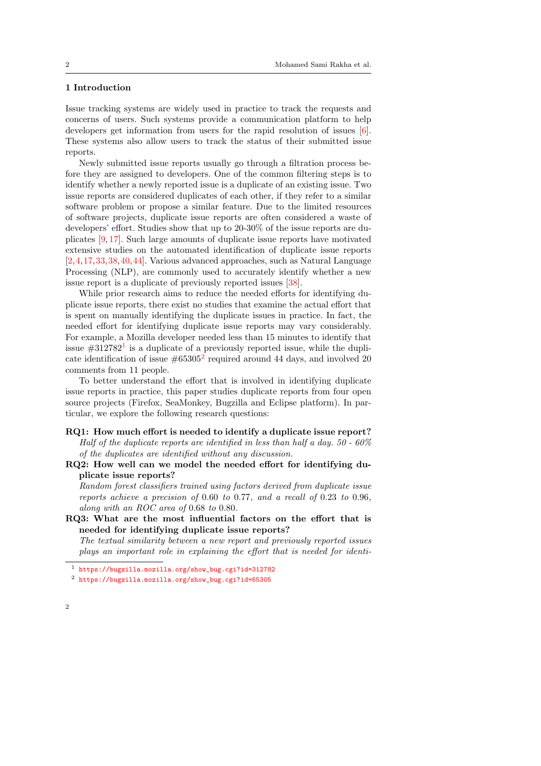## 1 Introduction

Issue tracking systems are widely used in practice to track the requests and concerns of users. Such systems provide a communication platform to help developers get information from users for the rapid resolution of issues [6]. These systems also allow users to track the status of their submitted issue reports.

Newly submitted issue reports usually go through a filtration process before they are assigned to developers. One of the common filtering steps is to identify whether a newly reported issue is a duplicate of an existing issue. Two issue reports are considered duplicates of each other, if they refer to a similar software problem or propose a similar feature. Due to the limited resources of software projects, duplicate issue reports are often considered a waste of developers' effort. Studies show that up to 20-30% of the issue reports are duplicates [9, 17]. Such large amounts of duplicate issue reports have motivated extensive studies on the automated identification of duplicate issue reports [2, 4, 17, 33, 38, 40, 44]. Various advanced approaches, such as Natural Language Processing (NLP), are commonly used to accurately identify whether a new issue report is a duplicate of previously reported issues [38].

While prior research aims to reduce the needed efforts for identifying duplicate issue reports, there exist no studies that examine the actual effort that is spent on manually identifying the duplicate issues in practice. In fact, the needed effort for identifying duplicate issue reports may vary considerably. For example, a Mozilla developer needed less than 15 minutes to identify that issue #312782[1] is a duplicate of a previously reported issue, while the duplicate identification of issue #65305[2] required around 44 days, and involved 20 comments from 11 people.

To better understand the effort that is involved in identifying duplicate issue reports in practice, this paper studies duplicate reports from four open source projects (Firefox, SeaMonkey, Bugzilla and Eclipse platform). In particular, we explore the following research questions:

**RQ1: How much effort is needed to identify a duplicate issue report?**
*Half of the duplicate reports are identified in less than half a day. 50 - 60% of the duplicates are identified without any discussion.*

**RQ2: How well can we model the needed effort for identifying duplicate issue reports?**
*Random forest classifiers trained using factors derived from duplicate issue reports achieve a precision of* 0.60 *to* 0.77*, and a recall of* 0.23 *to* 0.96*, along with an ROC area of* 0.68 *to* 0.80*.*

**RQ3: What are the most influential factors on the effort that is needed for identifying duplicate issue reports?**
*The textual similarity between a new report and previously reported issues plays an important role in explaining the effort that is needed for identi-*

[1] https://bugzilla.mozilla.org/show_bug.cgi?id=312782

[2] https://bugzilla.mozilla.org/show_bug.cgi?id=65305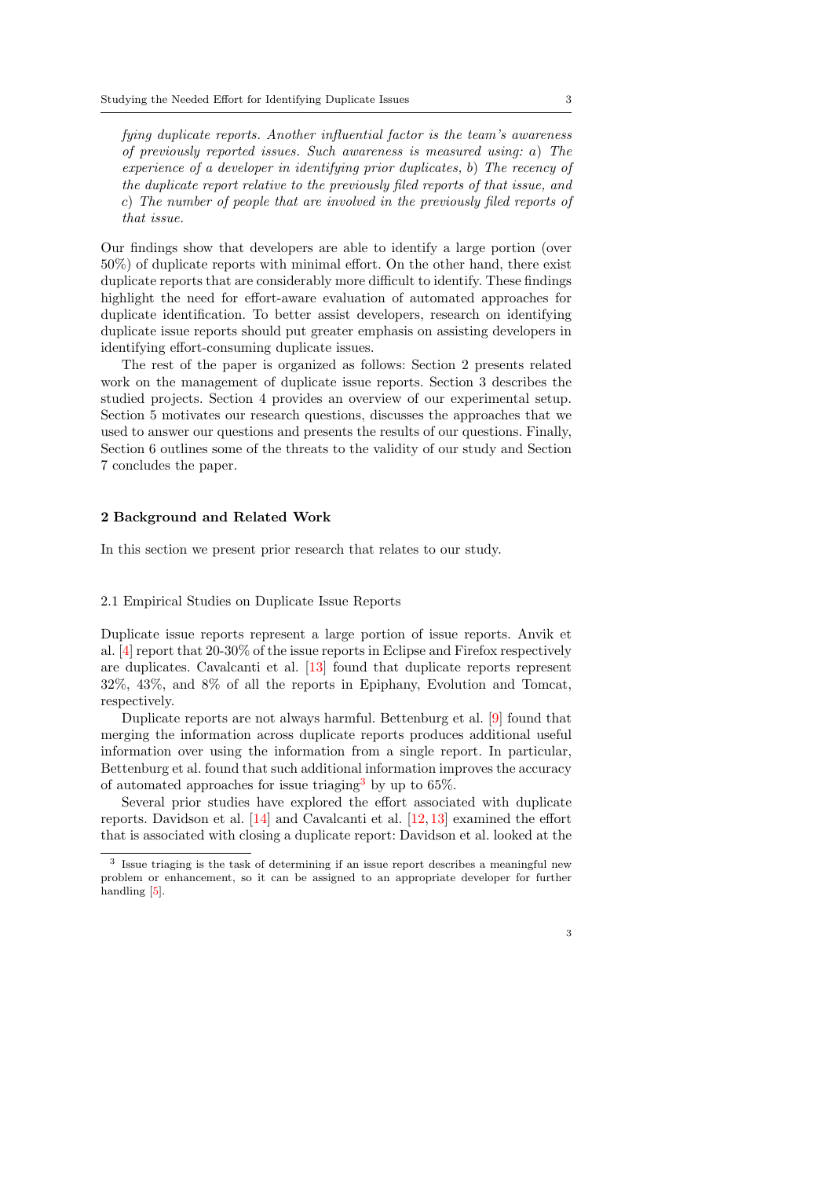*fying duplicate reports. Another influential factor is the team's awareness of previously reported issues. Such awareness is measured using: a) The experience of a developer in identifying prior duplicates, b) The recency of the duplicate report relative to the previously filed reports of that issue, and c) The number of people that are involved in the previously filed reports of that issue.*

Our findings show that developers are able to identify a large portion (over 50%) of duplicate reports with minimal effort. On the other hand, there exist duplicate reports that are considerably more difficult to identify. These findings highlight the need for effort-aware evaluation of automated approaches for duplicate identification. To better assist developers, research on identifying duplicate issue reports should put greater emphasis on assisting developers in identifying effort-consuming duplicate issues.

The rest of the paper is organized as follows: Section 2 presents related work on the management of duplicate issue reports. Section 3 describes the studied projects. Section 4 provides an overview of our experimental setup. Section 5 motivates our research questions, discusses the approaches that we used to answer our questions and presents the results of our questions. Finally, Section 6 outlines some of the threats to the validity of our study and Section 7 concludes the paper.

## 2 Background and Related Work

In this section we present prior research that relates to our study.

### 2.1 Empirical Studies on Duplicate Issue Reports

Duplicate issue reports represent a large portion of issue reports. Anvik et al. [4] report that 20-30% of the issue reports in Eclipse and Firefox respectively are duplicates. Cavalcanti et al. [13] found that duplicate reports represent 32%, 43%, and 8% of all the reports in Epiphany, Evolution and Tomcat, respectively.

Duplicate reports are not always harmful. Bettenburg et al. [9] found that merging the information across duplicate reports produces additional useful information over using the information from a single report. In particular, Bettenburg et al. found that such additional information improves the accuracy of automated approaches for issue triaging[3] by up to 65%.

Several prior studies have explored the effort associated with duplicate reports. Davidson et al. [14] and Cavalcanti et al. [12, 13] examined the effort that is associated with closing a duplicate report: Davidson et al. looked at the

[3] Issue triaging is the task of determining if an issue report describes a meaningful new problem or enhancement, so it can be assigned to an appropriate developer for further handling [5].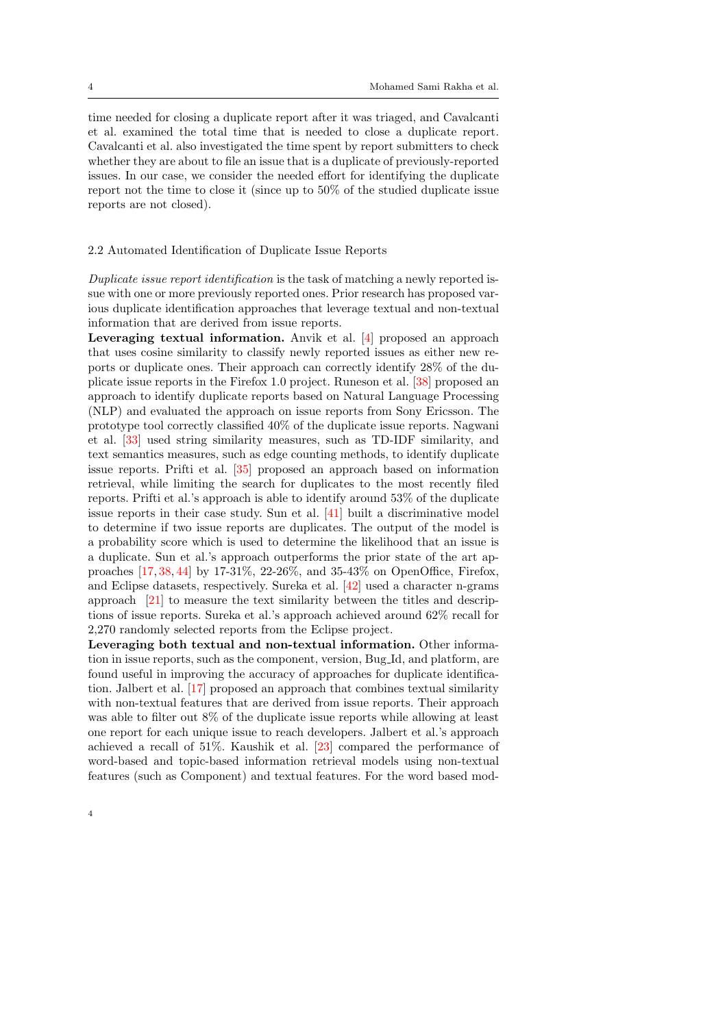time needed for closing a duplicate report after it was triaged, and Cavalcanti et al. examined the total time that is needed to close a duplicate report. Cavalcanti et al. also investigated the time spent by report submitters to check whether they are about to file an issue that is a duplicate of previously-reported issues. In our case, we consider the needed effort for identifying the duplicate report not the time to close it (since up to 50% of the studied duplicate issue reports are not closed).

## 2.2 Automated Identification of Duplicate Issue Reports

*Duplicate issue report identification* is the task of matching a newly reported issue with one or more previously reported ones. Prior research has proposed various duplicate identification approaches that leverage textual and non-textual information that are derived from issue reports.

**Leveraging textual information.** Anvik et al. [4] proposed an approach that uses cosine similarity to classify newly reported issues as either new reports or duplicate ones. Their approach can correctly identify 28% of the duplicate issue reports in the Firefox 1.0 project. Runeson et al. [38] proposed an approach to identify duplicate reports based on Natural Language Processing (NLP) and evaluated the approach on issue reports from Sony Ericsson. The prototype tool correctly classified 40% of the duplicate issue reports. Nagwani et al. [33] used string similarity measures, such as TD-IDF similarity, and text semantics measures, such as edge counting methods, to identify duplicate issue reports. Prifti et al. [35] proposed an approach based on information retrieval, while limiting the search for duplicates to the most recently filed reports. Prifti et al.'s approach is able to identify around 53% of the duplicate issue reports in their case study. Sun et al. [41] built a discriminative model to determine if two issue reports are duplicates. The output of the model is a probability score which is used to determine the likelihood that an issue is a duplicate. Sun et al.'s approach outperforms the prior state of the art approaches [17, 38, 44] by 17-31%, 22-26%, and 35-43% on OpenOffice, Firefox, and Eclipse datasets, respectively. Sureka et al. [42] used a character n-grams approach [21] to measure the text similarity between the titles and descriptions of issue reports. Sureka et al.'s approach achieved around 62% recall for 2,270 randomly selected reports from the Eclipse project.

**Leveraging both textual and non-textual information.** Other information in issue reports, such as the component, version, Bug_Id, and platform, are found useful in improving the accuracy of approaches for duplicate identification. Jalbert et al. [17] proposed an approach that combines textual similarity with non-textual features that are derived from issue reports. Their approach was able to filter out 8% of the duplicate issue reports while allowing at least one report for each unique issue to reach developers. Jalbert et al.'s approach achieved a recall of 51%. Kaushik et al. [23] compared the performance of word-based and topic-based information retrieval models using non-textual features (such as Component) and textual features. For the word based mod-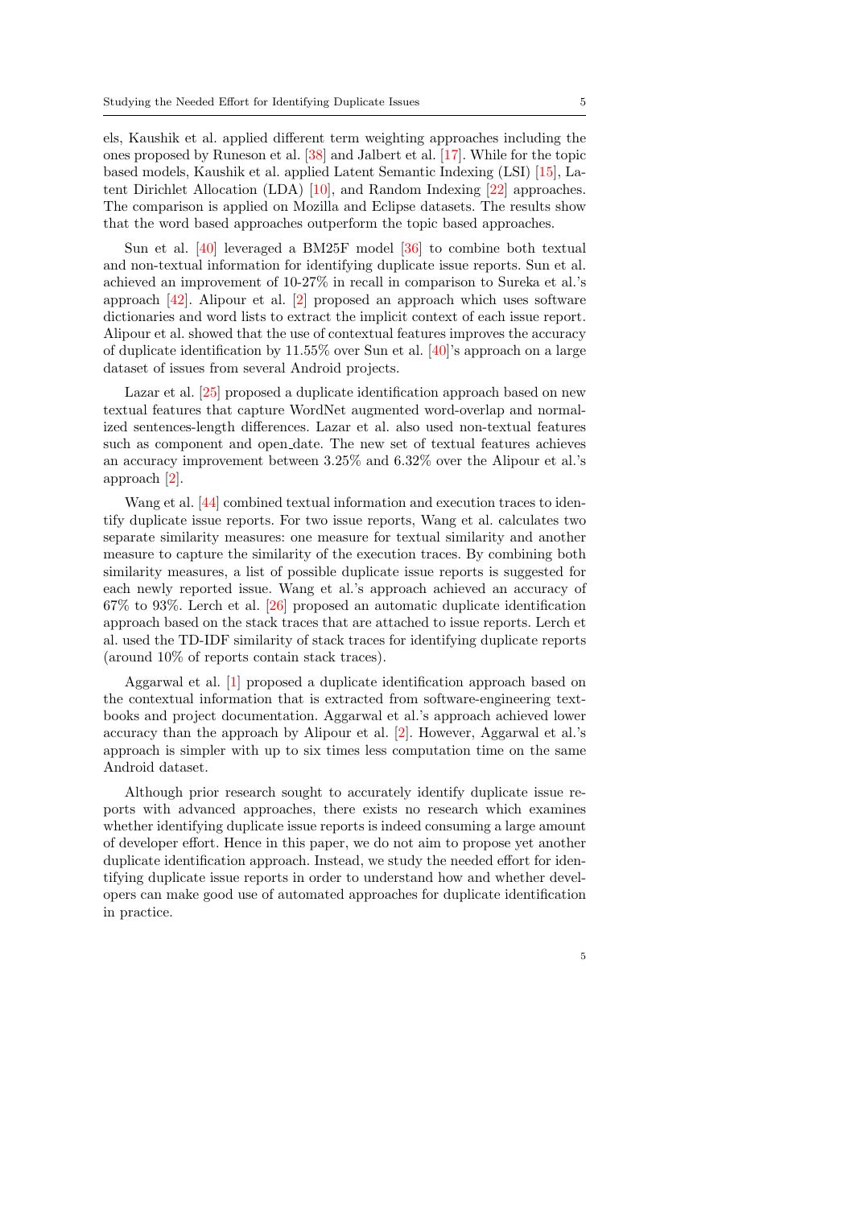els, Kaushik et al. applied different term weighting approaches including the ones proposed by Runeson et al. [38] and Jalbert et al. [17]. While for the topic based models, Kaushik et al. applied Latent Semantic Indexing (LSI) [15], Latent Dirichlet Allocation (LDA) [10], and Random Indexing [22] approaches. The comparison is applied on Mozilla and Eclipse datasets. The results show that the word based approaches outperform the topic based approaches.

Sun et al. [40] leveraged a BM25F model [36] to combine both textual and non-textual information for identifying duplicate issue reports. Sun et al. achieved an improvement of 10-27% in recall in comparison to Sureka et al.'s approach [42]. Alipour et al. [2] proposed an approach which uses software dictionaries and word lists to extract the implicit context of each issue report. Alipour et al. showed that the use of contextual features improves the accuracy of duplicate identification by 11.55% over Sun et al. [40]'s approach on a large dataset of issues from several Android projects.

Lazar et al. [25] proposed a duplicate identification approach based on new textual features that capture WordNet augmented word-overlap and normalized sentences-length differences. Lazar et al. also used non-textual features such as component and open_date. The new set of textual features achieves an accuracy improvement between 3.25% and 6.32% over the Alipour et al.'s approach [2].

Wang et al. [44] combined textual information and execution traces to identify duplicate issue reports. For two issue reports, Wang et al. calculates two separate similarity measures: one measure for textual similarity and another measure to capture the similarity of the execution traces. By combining both similarity measures, a list of possible duplicate issue reports is suggested for each newly reported issue. Wang et al.'s approach achieved an accuracy of 67% to 93%. Lerch et al. [26] proposed an automatic duplicate identification approach based on the stack traces that are attached to issue reports. Lerch et al. used the TD-IDF similarity of stack traces for identifying duplicate reports (around 10% of reports contain stack traces).

Aggarwal et al. [1] proposed a duplicate identification approach based on the contextual information that is extracted from software-engineering textbooks and project documentation. Aggarwal et al.'s approach achieved lower accuracy than the approach by Alipour et al. [2]. However, Aggarwal et al.'s approach is simpler with up to six times less computation time on the same Android dataset.

Although prior research sought to accurately identify duplicate issue reports with advanced approaches, there exists no research which examines whether identifying duplicate issue reports is indeed consuming a large amount of developer effort. Hence in this paper, we do not aim to propose yet another duplicate identification approach. Instead, we study the needed effort for identifying duplicate issue reports in order to understand how and whether developers can make good use of automated approaches for duplicate identification in practice.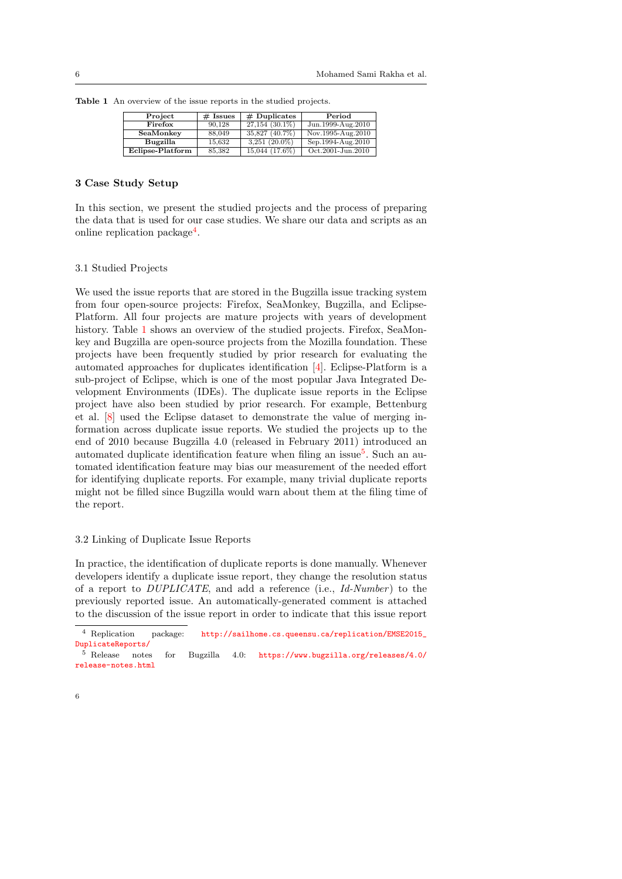**Table 1** An overview of the issue reports in the studied projects.

| Project | # Issues | # Duplicates | Period |
|---|---|---|---|
| **Firefox** | 90,128 | 27,154 (30.1%) | Jun.1999-Aug.2010 |
| **SeaMonkey** | 88,049 | 35,827 (40.7%) | Nov.1995-Aug.2010 |
| **Bugzilla** | 15,632 | 3,251 (20.0%) | Sep.1994-Aug.2010 |
| **Eclipse-Platform** | 85,382 | 15,044 (17.6%) | Oct.2001-Jun.2010 |

## 3 Case Study Setup

In this section, we present the studied projects and the process of preparing the data that is used for our case studies. We share our data and scripts as an online replication package[4].

### 3.1 Studied Projects

We used the issue reports that are stored in the Bugzilla issue tracking system from four open-source projects: Firefox, SeaMonkey, Bugzilla, and Eclipse-Platform. All four projects are mature projects with years of development history. Table 1 shows an overview of the studied projects. Firefox, SeaMonkey and Bugzilla are open-source projects from the Mozilla foundation. These projects have been frequently studied by prior research for evaluating the automated approaches for duplicates identification [4]. Eclipse-Platform is a sub-project of Eclipse, which is one of the most popular Java Integrated Development Environments (IDEs). The duplicate issue reports in the Eclipse project have also been studied by prior research. For example, Bettenburg et al. [8] used the Eclipse dataset to demonstrate the value of merging information across duplicate issue reports. We studied the projects up to the end of 2010 because Bugzilla 4.0 (released in February 2011) introduced an automated duplicate identification feature when filing an issue[5]. Such an automated identification feature may bias our measurement of the needed effort for identifying duplicate reports. For example, many trivial duplicate reports might not be filled since Bugzilla would warn about them at the filing time of the report.

### 3.2 Linking of Duplicate Issue Reports

In practice, the identification of duplicate reports is done manually. Whenever developers identify a duplicate issue report, they change the resolution status of a report to *DUPLICATE*, and add a reference (i.e., *Id-Number*) to the previously reported issue. An automatically-generated comment is attached to the discussion of the issue report in order to indicate that this issue report

[4] Replication package: http://sailhome.cs.queensu.ca/replication/EMSE2015_DuplicateReports/

[5] Release notes for Bugzilla 4.0: https://www.bugzilla.org/releases/4.0/release-notes.html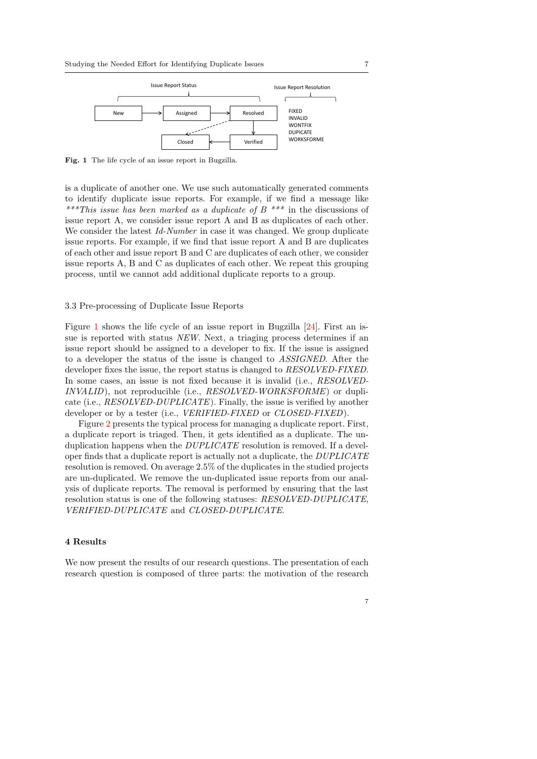Issue Report Status

| New | → | Assigned | → | Resolved |
|---|---|---|---|---|
| | | Closed | ← | Verified |

Issue Report Resolution

FIXED
INVALID
WONTFIX
DUPICATE
WORKSFORME

**Fig. 1** The life cycle of an issue report in Bugzilla.

is a duplicate of another one. We use such automatically generated comments to identify duplicate issue reports. For example, if we find a message like *\*\*\*This issue has been marked as a duplicate of B \*\*\** in the discussions of issue report A, we consider issue report A and B as duplicates of each other. We consider the latest *Id-Number* in case it was changed. We group duplicate issue reports. For example, if we find that issue report A and B are duplicates of each other and issue report B and C are duplicates of each other, we consider issue reports A, B and C as duplicates of each other. We repeat this grouping process, until we cannot add additional duplicate reports to a group.

### 3.3 Pre-processing of Duplicate Issue Reports

Figure 1 shows the life cycle of an issue report in Bugzilla [24]. First an issue is reported with status *NEW*. Next, a triaging process determines if an issue report should be assigned to a developer to fix. If the issue is assigned to a developer the status of the issue is changed to *ASSIGNED*. After the developer fixes the issue, the report status is changed to *RESOLVED-FIXED*. In some cases, an issue is not fixed because it is invalid (i.e., *RESOLVED-INVALID*), not reproducible (i.e., *RESOLVED-WORKSFORME*) or duplicate (i.e., *RESOLVED-DUPLICATE*). Finally, the issue is verified by another developer or by a tester (i.e., *VERIFIED-FIXED* or *CLOSED-FIXED*).

Figure 2 presents the typical process for managing a duplicate report. First, a duplicate report is triaged. Then, it gets identified as a duplicate. The unduplication happens when the *DUPLICATE* resolution is removed. If a developer finds that a duplicate report is actually not a duplicate, the *DUPLICATE* resolution is removed. On average 2.5% of the duplicates in the studied projects are un-duplicated. We remove the un-duplicated issue reports from our analysis of duplicate reports. The removal is performed by ensuring that the last resolution status is one of the following statuses: *RESOLVED-DUPLICATE*, *VERIFIED-DUPLICATE* and *CLOSED-DUPLICATE*.

## 4 Results

We now present the results of our research questions. The presentation of each research question is composed of three parts: the motivation of the research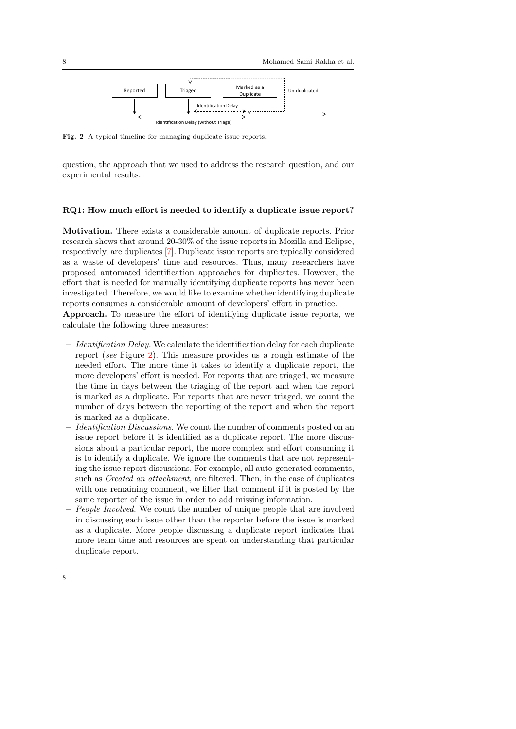Reported

Triaged

Marked as a Duplicate

Un-duplicated

Identification Delay

Identification Delay (without Triage)

**Fig. 2** A typical timeline for managing duplicate issue reports.

question, the approach that we used to address the research question, and our experimental results.

### RQ1: How much effort is needed to identify a duplicate issue report?

**Motivation.** There exists a considerable amount of duplicate reports. Prior research shows that around 20-30% of the issue reports in Mozilla and Eclipse, respectively, are duplicates [7]. Duplicate issue reports are typically considered as a waste of developers' time and resources. Thus, many researchers have proposed automated identification approaches for duplicates. However, the effort that is needed for manually identifying duplicate reports has never been investigated. Therefore, we would like to examine whether identifying duplicate reports consumes a considerable amount of developers' effort in practice.

**Approach.** To measure the effort of identifying duplicate issue reports, we calculate the following three measures:

- *Identification Delay.* We calculate the identification delay for each duplicate report (*see* Figure 2). This measure provides us a rough estimate of the needed effort. The more time it takes to identify a duplicate report, the more developers' effort is needed. For reports that are triaged, we measure the time in days between the triaging of the report and when the report is marked as a duplicate. For reports that are never triaged, we count the number of days between the reporting of the report and when the report is marked as a duplicate.
- *Identification Discussions.* We count the number of comments posted on an issue report before it is identified as a duplicate report. The more discussions about a particular report, the more complex and effort consuming it is to identify a duplicate. We ignore the comments that are not representing the issue report discussions. For example, all auto-generated comments, such as *Created an attachment*, are filtered. Then, in the case of duplicates with one remaining comment, we filter that comment if it is posted by the same reporter of the issue in order to add missing information.
- *People Involved.* We count the number of unique people that are involved in discussing each issue other than the reporter before the issue is marked as a duplicate. More people discussing a duplicate report indicates that more team time and resources are spent on understanding that particular duplicate report.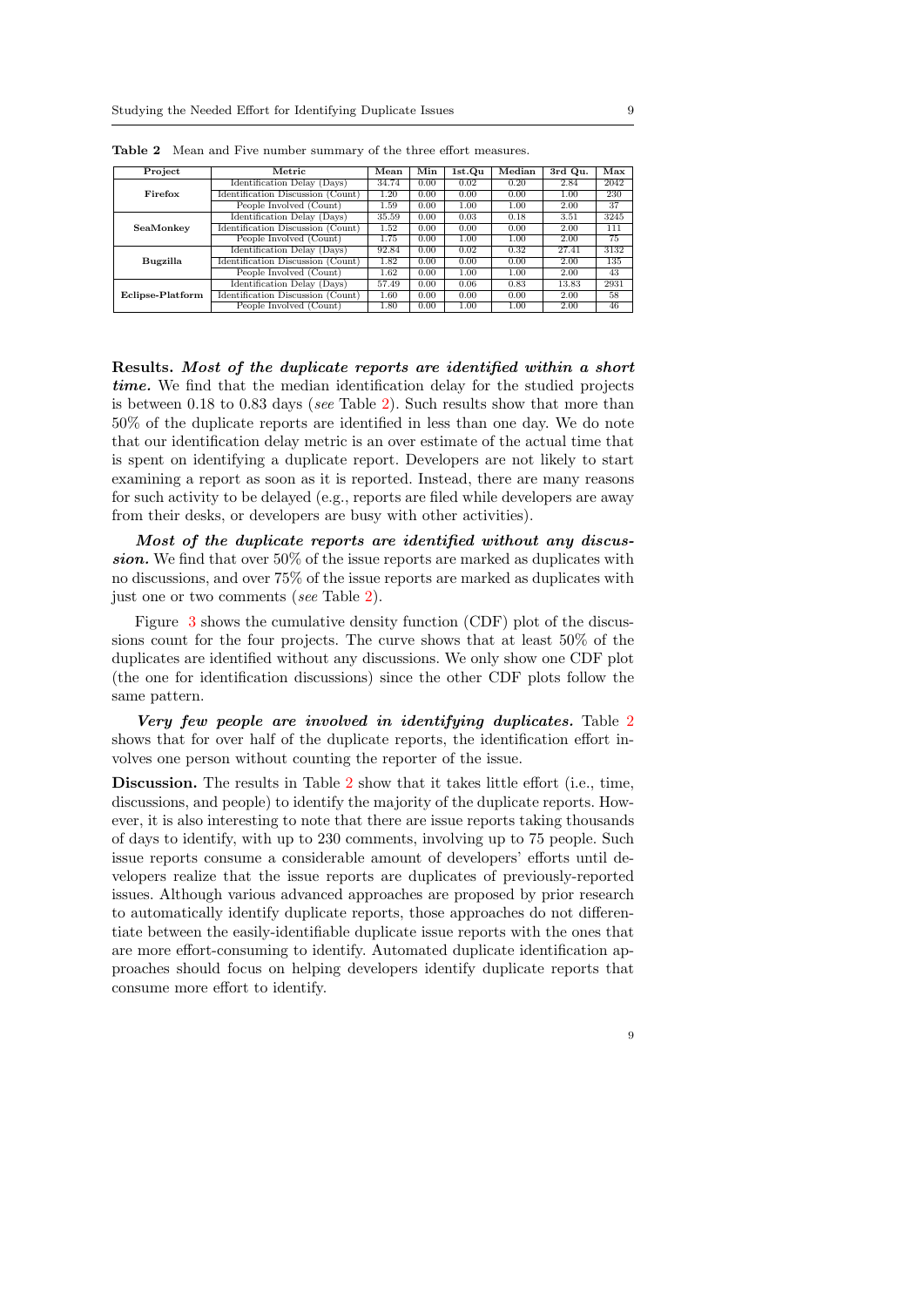**Table 2** Mean and Five number summary of the three effort measures.

| Project | Metric | Mean | Min | 1st.Qu | Median | 3rd Qu. | Max |
|---|---|---|---|---|---|---|---|
| **Firefox** | Identification Delay (Days) | 34.74 | 0.00 | 0.02 | 0.20 | 2.84 | 2042 |
| | Identification Discussion (Count) | 1.20 | 0.00 | 0.00 | 0.00 | 1.00 | 230 |
| | People Involved (Count) | 1.59 | 0.00 | 1.00 | 1.00 | 2.00 | 37 |
| **SeaMonkey** | Identification Delay (Days) | 35.59 | 0.00 | 0.03 | 0.18 | 3.51 | 3245 |
| | Identification Discussion (Count) | 1.52 | 0.00 | 0.00 | 0.00 | 2.00 | 111 |
| | People Involved (Count) | 1.75 | 0.00 | 1.00 | 1.00 | 2.00 | 75 |
| **Bugzilla** | Identification Delay (Days) | 92.84 | 0.00 | 0.02 | 0.32 | 27.41 | 3132 |
| | Identification Discussion (Count) | 1.82 | 0.00 | 0.00 | 0.00 | 2.00 | 135 |
| | People Involved (Count) | 1.62 | 0.00 | 1.00 | 1.00 | 2.00 | 43 |
| **Eclipse-Platform** | Identification Delay (Days) | 57.49 | 0.00 | 0.06 | 0.83 | 13.83 | 2931 |
| | Identification Discussion (Count) | 1.60 | 0.00 | 0.00 | 0.00 | 2.00 | 58 |
| | People Involved (Count) | 1.80 | 0.00 | 1.00 | 1.00 | 2.00 | 46 |

**Results.** ***Most of the duplicate reports are identified within a short time.*** We find that the median identification delay for the studied projects is between 0.18 to 0.83 days (*see* Table 2). Such results show that more than 50% of the duplicate reports are identified in less than one day. We do note that our identification delay metric is an over estimate of the actual time that is spent on identifying a duplicate report. Developers are not likely to start examining a report as soon as it is reported. Instead, there are many reasons for such activity to be delayed (e.g., reports are filed while developers are away from their desks, or developers are busy with other activities).

***Most of the duplicate reports are identified without any discussion.*** We find that over 50% of the issue reports are marked as duplicates with no discussions, and over 75% of the issue reports are marked as duplicates with just one or two comments (*see* Table 2).

Figure 3 shows the cumulative density function (CDF) plot of the discussions count for the four projects. The curve shows that at least 50% of the duplicates are identified without any discussions. We only show one CDF plot (the one for identification discussions) since the other CDF plots follow the same pattern.

***Very few people are involved in identifying duplicates.*** Table 2 shows that for over half of the duplicate reports, the identification effort involves one person without counting the reporter of the issue.

**Discussion.** The results in Table 2 show that it takes little effort (i.e., time, discussions, and people) to identify the majority of the duplicate reports. However, it is also interesting to note that there are issue reports taking thousands of days to identify, with up to 230 comments, involving up to 75 people. Such issue reports consume a considerable amount of developers' efforts until developers realize that the issue reports are duplicates of previously-reported issues. Although various advanced approaches are proposed by prior research to automatically identify duplicate reports, those approaches do not differentiate between the easily-identifiable duplicate issue reports with the ones that are more effort-consuming to identify. Automated duplicate identification approaches should focus on helping developers identify duplicate reports that consume more effort to identify.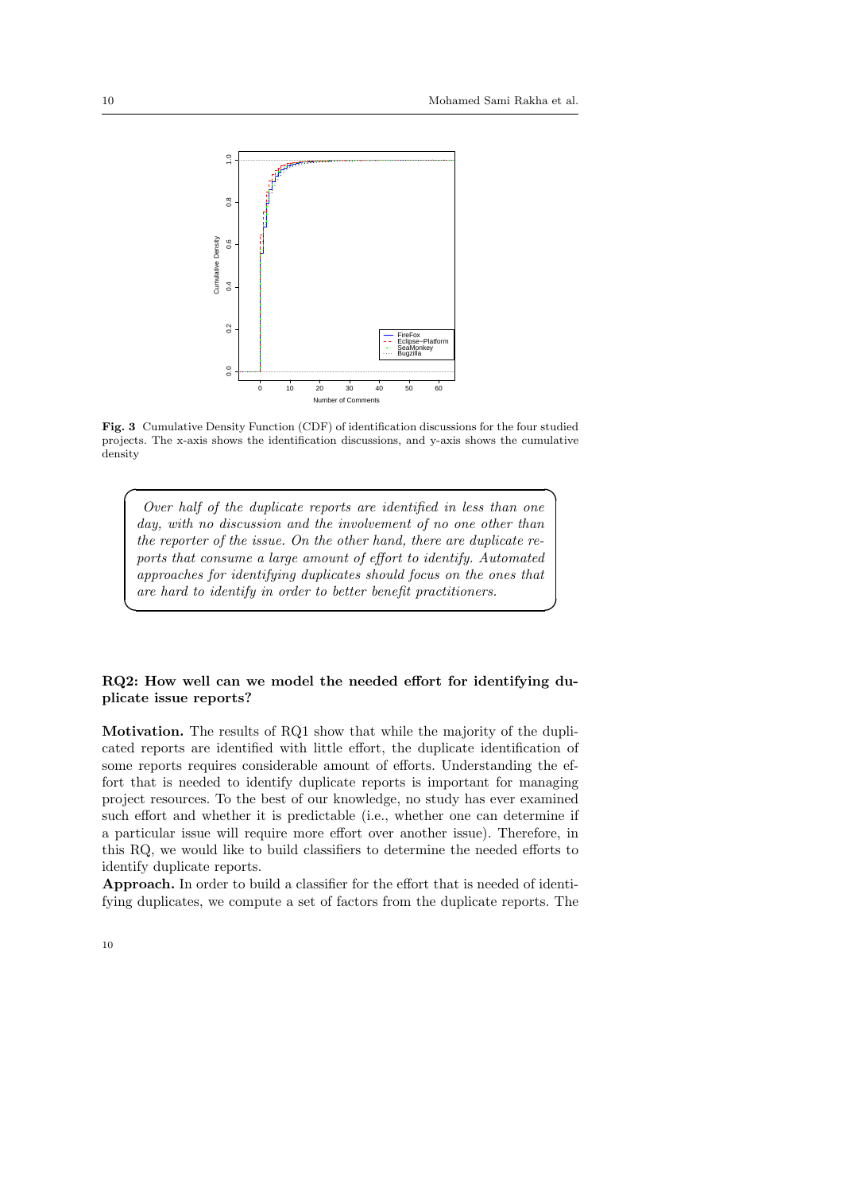**Fig. 3** Cumulative Density Function (CDF) of identification discussions for the four studied projects. The x-axis shows the identification discussions, and y-axis shows the cumulative density

> *Over half of the duplicate reports are identified in less than one day, with no discussion and the involvement of no one other than the reporter of the issue. On the other hand, there are duplicate reports that consume a large amount of effort to identify. Automated approaches for identifying duplicates should focus on the ones that are hard to identify in order to better benefit practitioners.*

### RQ2: How well can we model the needed effort for identifying duplicate issue reports?

**Motivation.** The results of RQ1 show that while the majority of the duplicated reports are identified with little effort, the duplicate identification of some reports requires considerable amount of efforts. Understanding the effort that is needed to identify duplicate reports is important for managing project resources. To the best of our knowledge, no study has ever examined such effort and whether it is predictable (i.e., whether one can determine if a particular issue will require more effort over another issue). Therefore, in this RQ, we would like to build classifiers to determine the needed efforts to identify duplicate reports.

**Approach.** In order to build a classifier for the effort that is needed of identifying duplicates, we compute a set of factors from the duplicate reports. The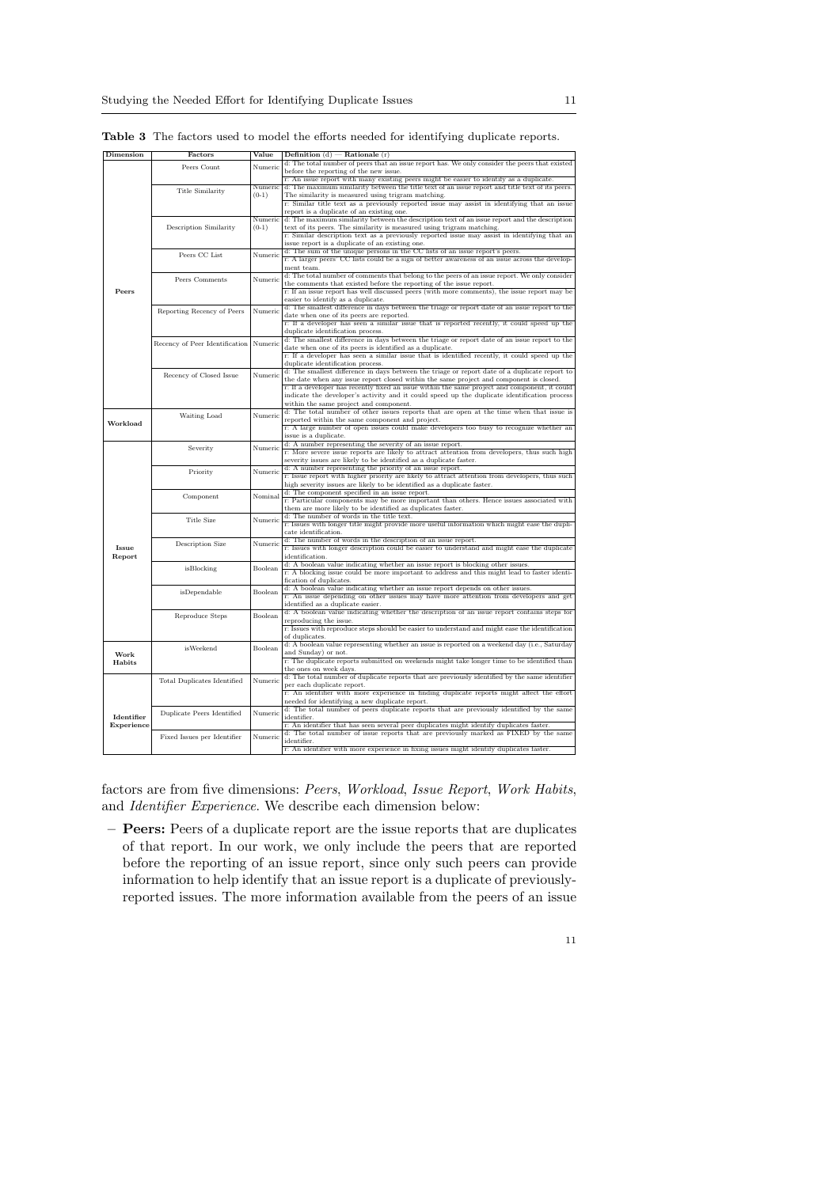**Table 3** The factors used to model the efforts needed for identifying duplicate reports.

| Dimension | Factors | Value | Definition (d) — Rationale (r) |
|---|---|---|---|
| Peers | Peers Count | Numeric | d: The total number of peers that an issue report has. We only consider the peers that existed before the reporting of the new issue.<br>r: An issue report with many existing peers might be easier to identify as a duplicate. |
| | Title Similarity | Numeric (0-1) | d: The maximum similarity between the title text of an issue report and title text of its peers. The similarity is measured using trigram matching.<br>r: Similar title text as a previously reported issue may assist in identifying that an issue report is a duplicate of an existing one. |
| | Description Similarity | Numeric (0-1) | d: The maximum similarity between the description text of an issue report and the description text of its peers. The similarity is measured using trigram matching.<br>r: Similar description text as a previously reported issue may assist in identifying that an issue report is a duplicate of an existing one. |
| | Peers CC List | Numeric | d: The sum of the unique persons in the CC lists of an issue report's peers.<br>r: A larger peers' CC lists could be a sign of better awareness of an issue across the development team. |
| | Peers Comments | Numeric | d: The total number of comments that belong to the peers of an issue report. We only consider the comments that existed before the reporting of the issue report.<br>r: If an issue report has well discussed peers (with more comments), the issue report may be easier to identify as a duplicate. |
| | Reporting Recency of Peers | Numeric | d: The smallest difference in days between the triage or report date of an issue report to the date when one of its peers are reported.<br>r: If a developer has seen a similar issue that is reported recently, it could speed up the duplicate identification process. |
| | Recency of Peer Identification | Numeric | d: The smallest difference in days between the triage or report date of an issue report to the date when one of its peers is identified as a duplicate.<br>r: If a developer has seen a similar issue that is identified recently, it could speed up the duplicate identification process. |
| | Recency of Closed Issue | Numeric | d: The smallest difference in days between the triage or report date of a duplicate report to the date when any issue report closed within the same project and component is closed.<br>r: If a developer has recently fixed an issue within the same project and component, it could indicate the developer's activity and it could speed up the duplicate identification process within the same project and component. |
| Workload | Waiting Load | Numeric | d: The total number of other issues reports that are open at the time when that issue is reported within the same component and project.<br>r: A large number of open issues could make developers too busy to recognize whether an issue is a duplicate. |
| Issue Report | Severity | Numeric | d: A number representing the severity of an issue report.<br>r: More severe issue reports are likely to attract attention from developers, thus such high severity issues are likely to be identified as a duplicate faster. |
| | Priority | Numeric | d: A number representing the priority of an issue report.<br>r: Issue report with higher priority are likely to attract attention from developers, thus such high severity issues are likely to be identified as a duplicate faster. |
| | Component | Nominal | d: The component specified in an issue report.<br>r: Particular components may be more important than others. Hence issues associated with them are more likely to be identified as duplicates faster. |
| | Title Size | Numeric | d: The number of words in the title text.<br>r: Issues with longer title might provide more useful information which might ease the duplicate identification. |
| | Description Size | Numeric | d: The number of words in the description of an issue report.<br>r: Issues with longer description could be easier to understand and might ease the duplicate identification. |
| | isBlocking | Boolean | d: A boolean value indicating whether an issue report is blocking other issues.<br>r: A blocking issue could be more important to address and this might lead to faster identification of duplicates. |
| | isDependable | Boolean | d: A boolean value indicating whether an issue report depends on other issues.<br>r: An issue depending on other issues may have more attention from developers and get identified as a duplicate easier. |
| | Reproduce Steps | Boolean | d: A boolean value indicating whether the description of an issue report contains steps for reproducing the issue.<br>r: Issues with reproduce steps should be easier to understand and might ease the identification of duplicates. |
| Work Habits | isWeekend | Boolean | d: A boolean value representing whether an issue is reported on a weekend day (i.e., Saturday and Sunday) or not.<br>r: The duplicate reports submitted on weekends might take longer time to be identified than the ones on week days. |
| Identifier Experience | Total Duplicates Identified | Numeric | d: The total number of duplicate reports that are previously identified by the same identifier per each duplicate report.<br>r: An identifier with more experience in finding duplicate reports might affect the effort needed for identifying a new duplicate report. |
| | Duplicate Peers Identified | Numeric | d: The total number of peers duplicate reports that are previously identified by the same identifier.<br>r: An identifier that has seen several peer duplicates might identify duplicates faster. |
| | Fixed Issues per Identifier | Numeric | d: The total number of issue reports that are previously marked as FIXED by the same identifier.<br>r: An identifier with more experience in fixing issues might identify duplicates faster. |

factors are from five dimensions: *Peers*, *Workload*, *Issue Report*, *Work Habits*, and *Identifier Experience*. We describe each dimension below:

– **Peers:** Peers of a duplicate report are the issue reports that are duplicates of that report. In our work, we only include the peers that are reported before the reporting of an issue report, since only such peers can provide information to help identify that an issue report is a duplicate of previously-reported issues. The more information available from the peers of an issue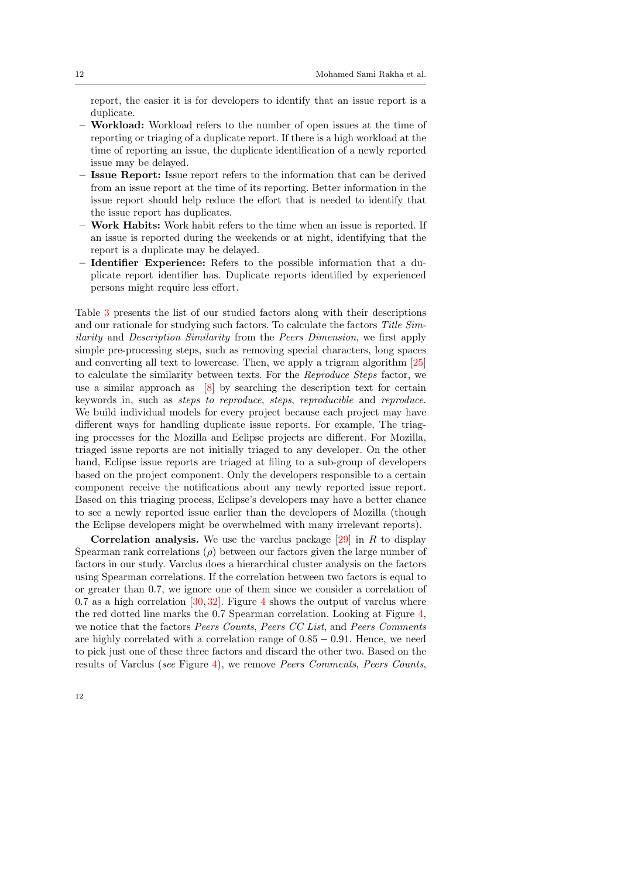report, the easier it is for developers to identify that an issue report is a duplicate.

- **Workload:** Workload refers to the number of open issues at the time of reporting or triaging of a duplicate report. If there is a high workload at the time of reporting an issue, the duplicate identification of a newly reported issue may be delayed.
- **Issue Report:** Issue report refers to the information that can be derived from an issue report at the time of its reporting. Better information in the issue report should help reduce the effort that is needed to identify that the issue report has duplicates.
- **Work Habits:** Work habit refers to the time when an issue is reported. If an issue is reported during the weekends or at night, identifying that the report is a duplicate may be delayed.
- **Identifier Experience:** Refers to the possible information that a duplicate report identifier has. Duplicate reports identified by experienced persons might require less effort.

Table 3 presents the list of our studied factors along with their descriptions and our rationale for studying such factors. To calculate the factors *Title Similarity* and *Description Similarity* from the *Peers Dimension*, we first apply simple pre-processing steps, such as removing special characters, long spaces and converting all text to lowercase. Then, we apply a trigram algorithm [25] to calculate the similarity between texts. For the *Reproduce Steps* factor, we use a similar approach as [8] by searching the description text for certain keywords in, such as *steps to reproduce*, *steps*, *reproducible* and *reproduce*. We build individual models for every project because each project may have different ways for handling duplicate issue reports. For example, The triaging processes for the Mozilla and Eclipse projects are different. For Mozilla, triaged issue reports are not initially triaged to any developer. On the other hand, Eclipse issue reports are triaged at filing to a sub-group of developers based on the project component. Only the developers responsible to a certain component receive the notifications about any newly reported issue report. Based on this triaging process, Eclipse's developers may have a better chance to see a newly reported issue earlier than the developers of Mozilla (though the Eclipse developers might be overwhelmed with many irrelevant reports).

**Correlation analysis.** We use the varclus package [29] in *R* to display Spearman rank correlations ($\rho$) between our factors given the large number of factors in our study. Varclus does a hierarchical cluster analysis on the factors using Spearman correlations. If the correlation between two factors is equal to or greater than 0.7, we ignore one of them since we consider a correlation of 0.7 as a high correlation [30, 32]. Figure 4 shows the output of varclus where the red dotted line marks the 0.7 Spearman correlation. Looking at Figure 4, we notice that the factors *Peers Counts*, *Peers CC List*, and *Peers Comments* are highly correlated with a correlation range of $0.85 - 0.91$. Hence, we need to pick just one of these three factors and discard the other two. Based on the results of Varclus (*see* Figure 4), we remove *Peers Comments*, *Peers Counts*,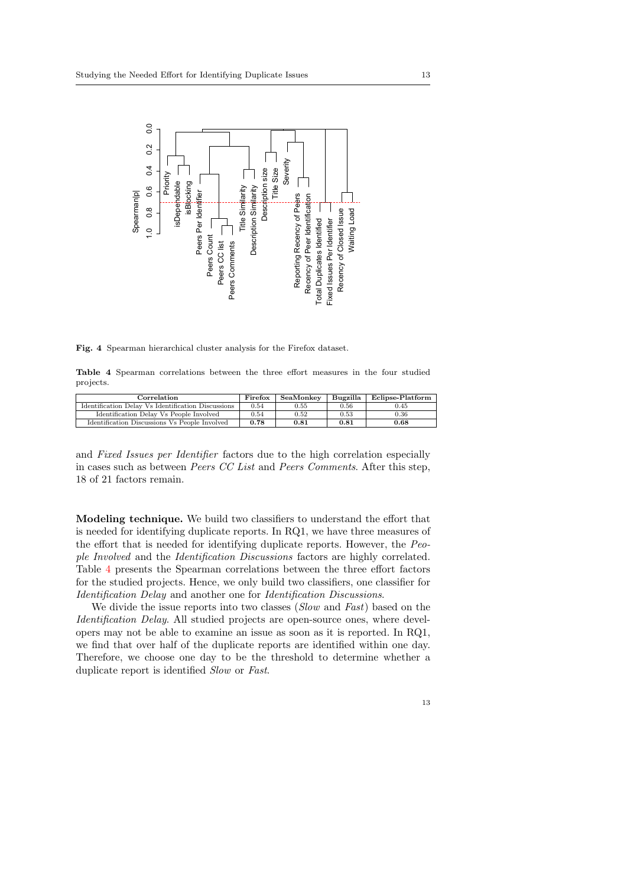**Fig. 4** Spearman hierarchical cluster analysis for the Firefox dataset.

**Table 4** Spearman correlations between the three effort measures in the four studied projects.

| Correlation | Firefox | SeaMonkey | Bugzilla | Eclipse-Platform |
|---|---|---|---|---|
| Identification Delay Vs Identification Discussions | 0.54 | 0.55 | 0.56 | 0.45 |
| Identification Delay Vs People Involved | 0.54 | 0.52 | 0.53 | 0.36 |
| Identification Discussions Vs People Involved | **0.78** | **0.81** | **0.81** | **0.68** |

and *Fixed Issues per Identifier* factors due to the high correlation especially in cases such as between *Peers CC List* and *Peers Comments*. After this step, 18 of 21 factors remain.

**Modeling technique.** We build two classifiers to understand the effort that is needed for identifying duplicate reports. In RQ1, we have three measures of the effort that is needed for identifying duplicate reports. However, the *People Involved* and the *Identification Discussions* factors are highly correlated. Table 4 presents the Spearman correlations between the three effort factors for the studied projects. Hence, we only build two classifiers, one classifier for *Identification Delay* and another one for *Identification Discussions*.

We divide the issue reports into two classes (*Slow* and *Fast*) based on the *Identification Delay*. All studied projects are open-source ones, where developers may not be able to examine an issue as soon as it is reported. In RQ1, we find that over half of the duplicate reports are identified within one day. Therefore, we choose one day to be the threshold to determine whether a duplicate report is identified *Slow* or *Fast*.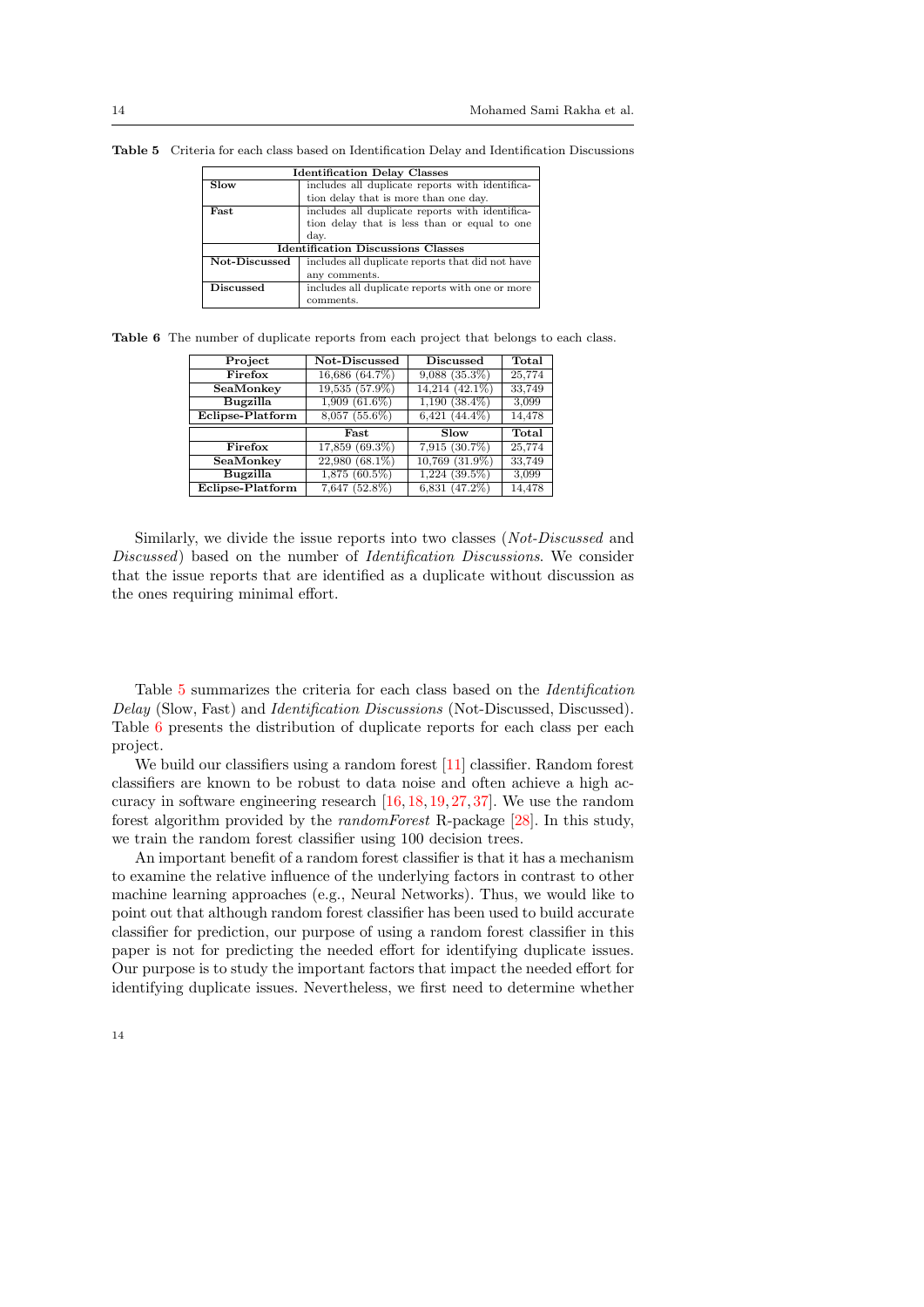**Table 5** Criteria for each class based on Identification Delay and Identification Discussions

| Identification Delay Classes | |
|---|---|
| **Slow** | includes all duplicate reports with identification delay that is more than one day. |
| **Fast** | includes all duplicate reports with identification delay that is less than or equal to one day. |
| **Identification Discussions Classes** | |
| **Not-Discussed** | includes all duplicate reports that did not have any comments. |
| **Discussed** | includes all duplicate reports with one or more comments. |

**Table 6** The number of duplicate reports from each project that belongs to each class.

| Project | Not-Discussed | Discussed | Total |
|---|---|---|---|
| **Firefox** | 16,686 (64.7%) | 9,088 (35.3%) | 25,774 |
| **SeaMonkey** | 19,535 (57.9%) | 14,214 (42.1%) | 33,749 |
| **Bugzilla** | 1,909 (61.6%) | 1,190 (38.4%) | 3,099 |
| **Eclipse-Platform** | 8,057 (55.6%) | 6,421 (44.4%) | 14,478 |
| | **Fast** | **Slow** | **Total** |
| **Firefox** | 17,859 (69.3%) | 7,915 (30.7%) | 25,774 |
| **SeaMonkey** | 22,980 (68.1%) | 10,769 (31.9%) | 33,749 |
| **Bugzilla** | 1,875 (60.5%) | 1,224 (39.5%) | 3,099 |
| **Eclipse-Platform** | 7,647 (52.8%) | 6,831 (47.2%) | 14,478 |

Similarly, we divide the issue reports into two classes (*Not-Discussed* and *Discussed*) based on the number of *Identification Discussions*. We consider that the issue reports that are identified as a duplicate without discussion as the ones requiring minimal effort.

Table 5 summarizes the criteria for each class based on the *Identification Delay* (Slow, Fast) and *Identification Discussions* (Not-Discussed, Discussed). Table 6 presents the distribution of duplicate reports for each class per each project.

We build our classifiers using a random forest [11] classifier. Random forest classifiers are known to be robust to data noise and often achieve a high accuracy in software engineering research [16, 18, 19, 27, 37]. We use the random forest algorithm provided by the *randomForest* R-package [28]. In this study, we train the random forest classifier using 100 decision trees.

An important benefit of a random forest classifier is that it has a mechanism to examine the relative influence of the underlying factors in contrast to other machine learning approaches (e.g., Neural Networks). Thus, we would like to point out that although random forest classifier has been used to build accurate classifier for prediction, our purpose of using a random forest classifier in this paper is not for predicting the needed effort for identifying duplicate issues. Our purpose is to study the important factors that impact the needed effort for identifying duplicate issues. Nevertheless, we first need to determine whether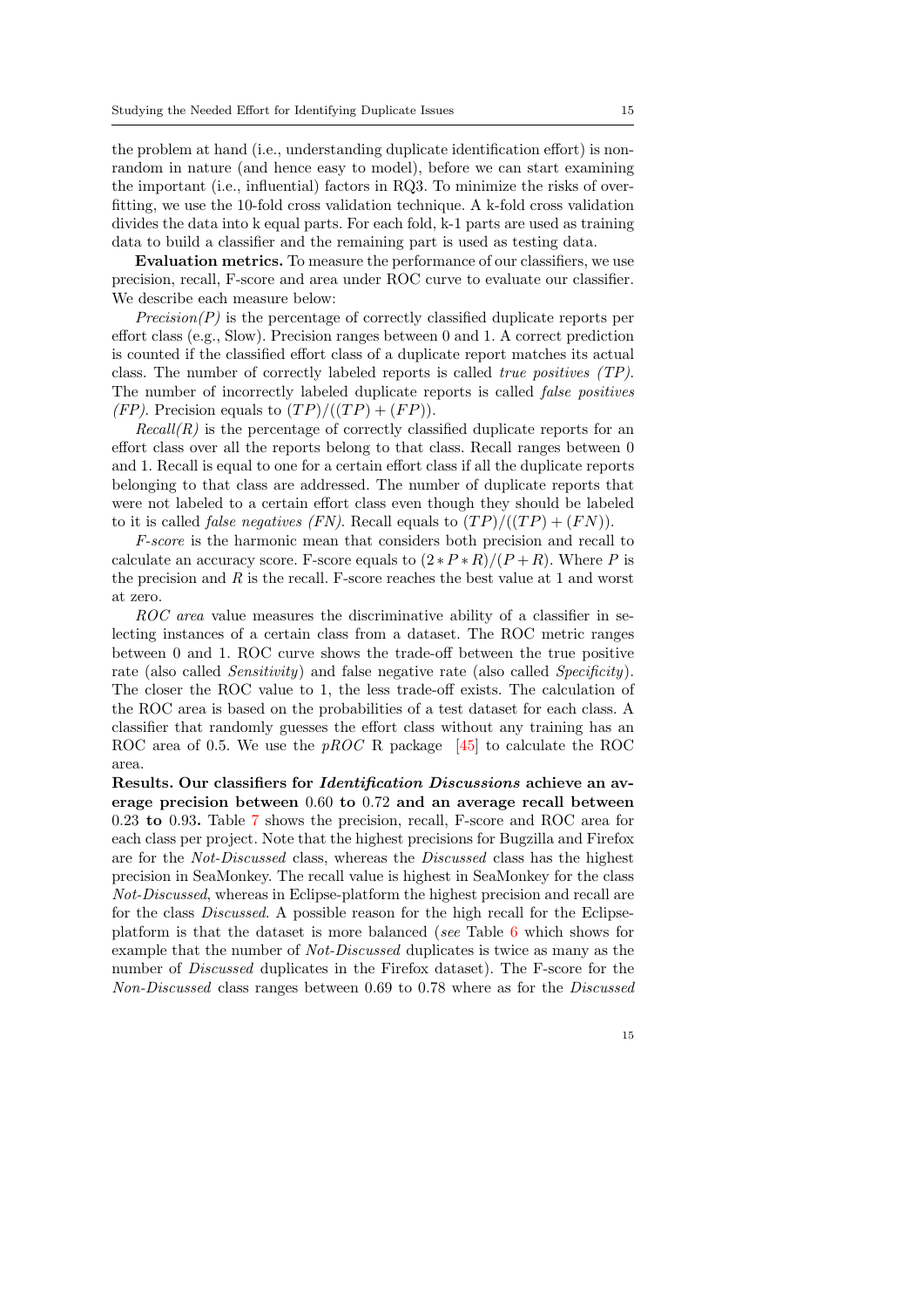the problem at hand (i.e., understanding duplicate identification effort) is non-random in nature (and hence easy to model), before we can start examining the important (i.e., influential) factors in RQ3. To minimize the risks of over-fitting, we use the 10-fold cross validation technique. A k-fold cross validation divides the data into k equal parts. For each fold, k-1 parts are used as training data to build a classifier and the remaining part is used as testing data.

**Evaluation metrics.** To measure the performance of our classifiers, we use precision, recall, F-score and area under ROC curve to evaluate our classifier. We describe each measure below:

*Precision(P)* is the percentage of correctly classified duplicate reports per effort class (e.g., Slow). Precision ranges between 0 and 1. A correct prediction is counted if the classified effort class of a duplicate report matches its actual class. The number of correctly labeled reports is called *true positives (TP)*. The number of incorrectly labeled duplicate reports is called *false positives (FP)*. Precision equals to $(TP)/((TP) + (FP))$.

*Recall(R)* is the percentage of correctly classified duplicate reports for an effort class over all the reports belong to that class. Recall ranges between 0 and 1. Recall is equal to one for a certain effort class if all the duplicate reports belonging to that class are addressed. The number of duplicate reports that were not labeled to a certain effort class even though they should be labeled to it is called *false negatives (FN)*. Recall equals to $(TP)/((TP) + (FN))$.

*F-score* is the harmonic mean that considers both precision and recall to calculate an accuracy score. F-score equals to $(2 * P * R)/(P + R)$. Where $P$ is the precision and $R$ is the recall. F-score reaches the best value at 1 and worst at zero.

*ROC area* value measures the discriminative ability of a classifier in selecting instances of a certain class from a dataset. The ROC metric ranges between 0 and 1. ROC curve shows the trade-off between the true positive rate (also called *Sensitivity*) and false negative rate (also called *Specificity*). The closer the ROC value to 1, the less trade-off exists. The calculation of the ROC area is based on the probabilities of a test dataset for each class. A classifier that randomly guesses the effort class without any training has an ROC area of 0.5. We use the *pROC* R package [45] to calculate the ROC area.

**Results. Our classifiers for *Identification Discussions* achieve an average precision between 0.60 to 0.72 and an average recall between 0.23 to 0.93.** Table 7 shows the precision, recall, F-score and ROC area for each class per project. Note that the highest precisions for Bugzilla and Firefox are for the *Not-Discussed* class, whereas the *Discussed* class has the highest precision in SeaMonkey. The recall value is highest in SeaMonkey for the class *Not-Discussed*, whereas in Eclipse-platform the highest precision and recall are for the class *Discussed*. A possible reason for the high recall for the Eclipse-platform is that the dataset is more balanced (*see* Table 6 which shows for example that the number of *Not-Discussed* duplicates is twice as many as the number of *Discussed* duplicates in the Firefox dataset). The F-score for the *Non-Discussed* class ranges between 0.69 to 0.78 where as for the *Discussed*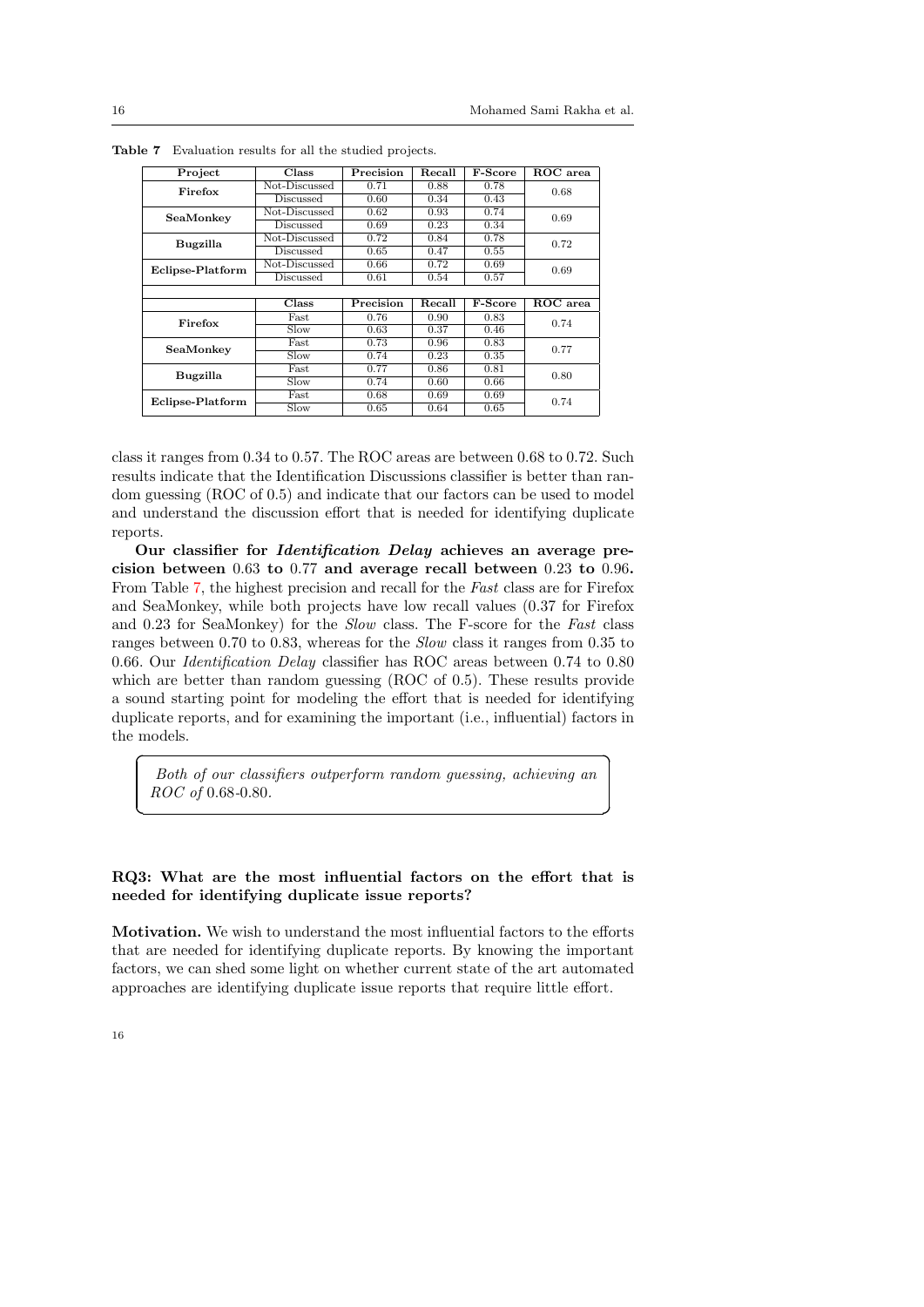**Table 7** Evaluation results for all the studied projects.

| Project | Class | Precision | Recall | F-Score | ROC area |
|---|---|---|---|---|---|
| **Firefox** | Not-Discussed | 0.71 | 0.88 | 0.78 | 0.68 |
| | Discussed | 0.60 | 0.34 | 0.43 | |
| **SeaMonkey** | Not-Discussed | 0.62 | 0.93 | 0.74 | 0.69 |
| | Discussed | 0.69 | 0.23 | 0.34 | |
| **Bugzilla** | Not-Discussed | 0.72 | 0.84 | 0.78 | 0.72 |
| | Discussed | 0.65 | 0.47 | 0.55 | |
| **Eclipse-Platform** | Not-Discussed | 0.66 | 0.72 | 0.69 | 0.69 |
| | Discussed | 0.61 | 0.54 | 0.57 | |
| | **Class** | **Precision** | **Recall** | **F-Score** | **ROC area** |
| **Firefox** | Fast | 0.76 | 0.90 | 0.83 | 0.74 |
| | Slow | 0.63 | 0.37 | 0.46 | |
| **SeaMonkey** | Fast | 0.73 | 0.96 | 0.83 | 0.77 |
| | Slow | 0.74 | 0.23 | 0.35 | |
| **Bugzilla** | Fast | 0.77 | 0.86 | 0.81 | 0.80 |
| | Slow | 0.74 | 0.60 | 0.66 | |
| **Eclipse-Platform** | Fast | 0.68 | 0.69 | 0.69 | 0.74 |
| | Slow | 0.65 | 0.64 | 0.65 | |

class it ranges from 0.34 to 0.57. The ROC areas are between 0.68 to 0.72. Such results indicate that the Identification Discussions classifier is better than random guessing (ROC of 0.5) and indicate that our factors can be used to model and understand the discussion effort that is needed for identifying duplicate reports.

**Our classifier for *Identification Delay* achieves an average precision between 0.63 to 0.77 and average recall between 0.23 to 0.96.** From Table 7, the highest precision and recall for the *Fast* class are for Firefox and SeaMonkey, while both projects have low recall values (0.37 for Firefox and 0.23 for SeaMonkey) for the *Slow* class. The F-score for the *Fast* class ranges between 0.70 to 0.83, whereas for the *Slow* class it ranges from 0.35 to 0.66. Our *Identification Delay* classifier has ROC areas between 0.74 to 0.80 which are better than random guessing (ROC of 0.5). These results provide a sound starting point for modeling the effort that is needed for identifying duplicate reports, and for examining the important (i.e., influential) factors in the models.

> *Both of our classifiers outperform random guessing, achieving an ROC of* 0.68-0.80*.*

**RQ3: What are the most influential factors on the effort that is needed for identifying duplicate issue reports?**

**Motivation.** We wish to understand the most influential factors to the efforts that are needed for identifying duplicate reports. By knowing the important factors, we can shed some light on whether current state of the art automated approaches are identifying duplicate issue reports that require little effort.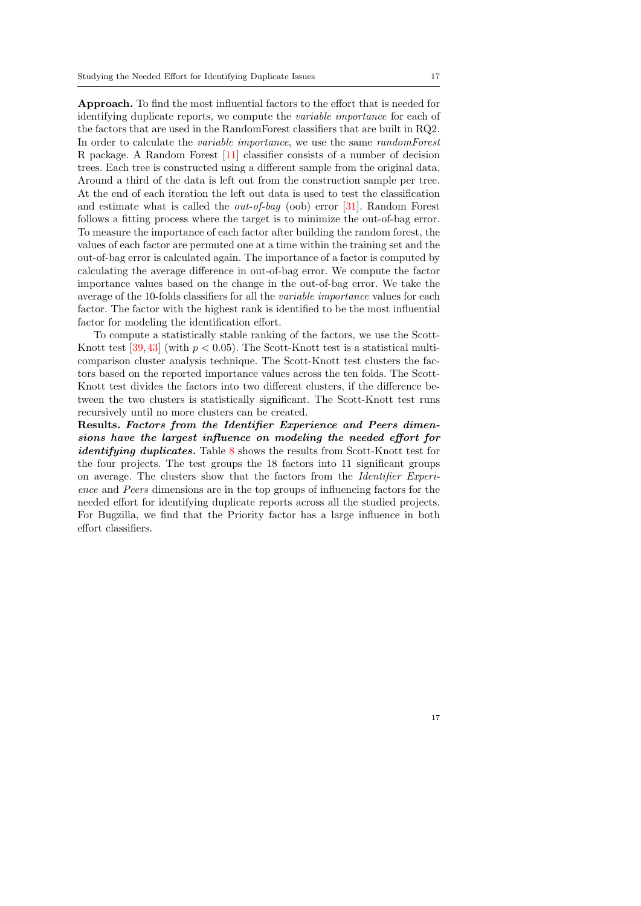**Approach.** To find the most influential factors to the effort that is needed for identifying duplicate reports, we compute the *variable importance* for each of the factors that are used in the RandomForest classifiers that are built in RQ2. In order to calculate the *variable importance*, we use the same *randomForest* R package. A Random Forest [11] classifier consists of a number of decision trees. Each tree is constructed using a different sample from the original data. Around a third of the data is left out from the construction sample per tree. At the end of each iteration the left out data is used to test the classification and estimate what is called the *out-of-bag* (oob) error [31]. Random Forest follows a fitting process where the target is to minimize the out-of-bag error. To measure the importance of each factor after building the random forest, the values of each factor are permuted one at a time within the training set and the out-of-bag error is calculated again. The importance of a factor is computed by calculating the average difference in out-of-bag error. We compute the factor importance values based on the change in the out-of-bag error. We take the average of the 10-folds classifiers for all the *variable importance* values for each factor. The factor with the highest rank is identified to be the most influential factor for modeling the identification effort.

To compute a statistically stable ranking of the factors, we use the Scott-Knott test [39,43] (with $p < 0.05$). The Scott-Knott test is a statistical multi-comparison cluster analysis technique. The Scott-Knott test clusters the factors based on the reported importance values across the ten folds. The Scott-Knott test divides the factors into two different clusters, if the difference between the two clusters is statistically significant. The Scott-Knott test runs recursively until no more clusters can be created.

**Results.** ***Factors from the Identifier Experience and Peers dimensions have the largest influence on modeling the needed effort for identifying duplicates.*** Table 8 shows the results from Scott-Knott test for the four projects. The test groups the 18 factors into 11 significant groups on average. The clusters show that the factors from the *Identifier Experience* and *Peers* dimensions are in the top groups of influencing factors for the needed effort for identifying duplicate reports across all the studied projects. For Bugzilla, we find that the Priority factor has a large influence in both effort classifiers.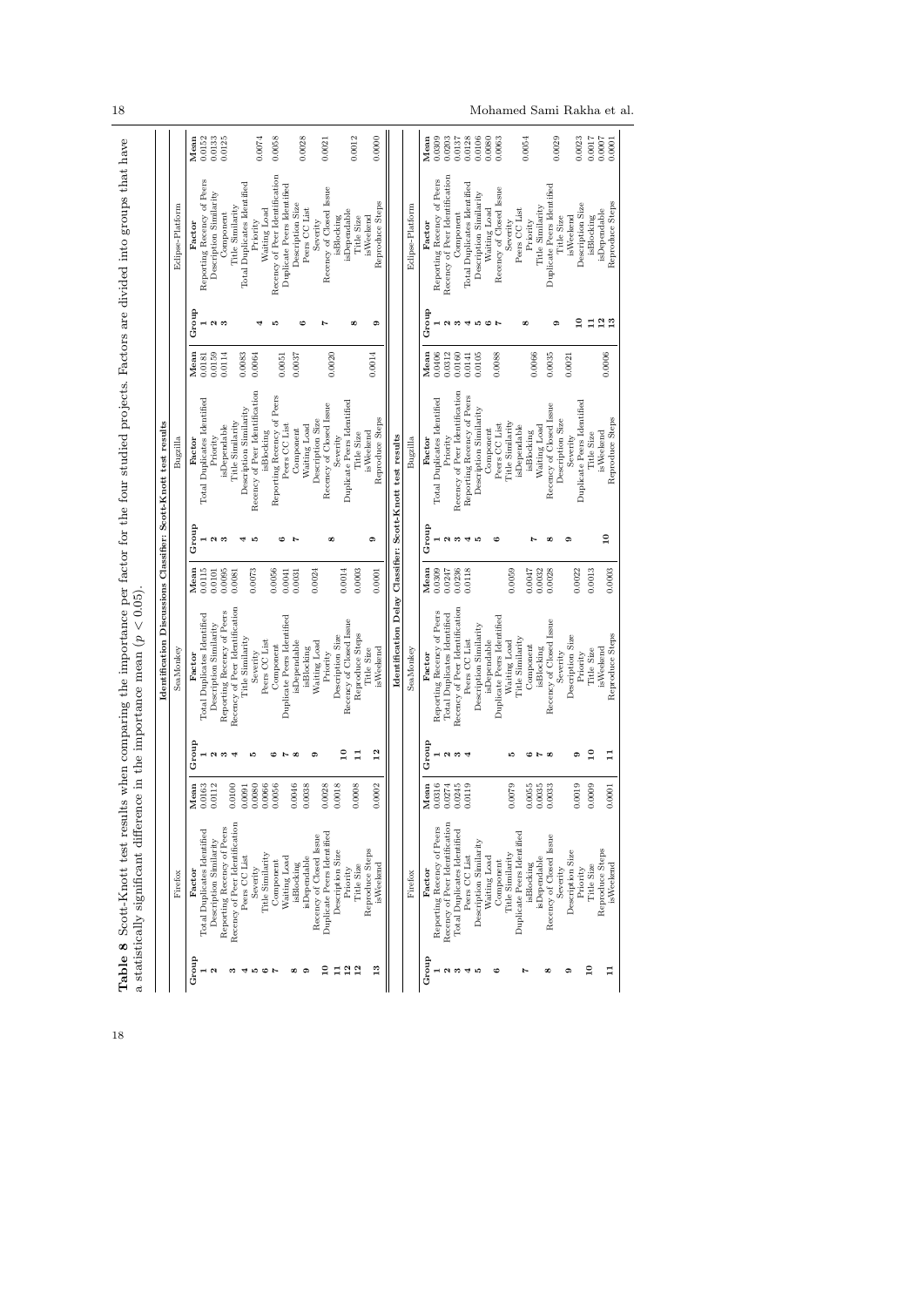**Table 8** Scott-Knott test results when comparing the importance per factor for the four studied projects. Factors are divided into groups that have a statistically significant difference in the importance mean ($p < 0.05$).

**Identification Discussions Classifier: Scott-Knott test results**

| Firefox | | | SeaMonkey | | | Bugzilla | | | Eclipse-Platform | | |
|---|---|---|---|---|---|---|---|---|---|---|---|
| Group | Factor | Mean | Group | Factor | Mean | Group | Factor | Mean | Group | Factor | Mean |
| 1 | Total Duplicates Identified | 0.0163 | 1 | Total Duplicates Identified | 0.0115 | 1 | Total Duplicates Identified | 0.0181 | 1 | Reporting Recency of Peers | 0.0152 |
| 2 | Description Similarity | 0.0112 | 2 | Description Similarity | 0.0101 | 2 | Priority | 0.0159 | 2 | Description Similarity | 0.0133 |
| | Reporting Recency of Peers | | 3 | Reporting Recency of Peers | 0.0095 | 3 | isDependable | 0.0114 | 3 | Component | 0.0125 |
| 3 | Recency of Peer Identification | 0.0100 | 4 | Recency of Peer Identification | 0.0081 | | Title Similarity | | | Title Similarity | |
| 4 | Peers CC List | 0.0091 | | Title Similarity | | 4 | Description Similarity | 0.0083 | | Total Duplicates Identified | |
| 5 | Severity | 0.0080 | 5 | Severity | 0.0073 | 5 | Recency of Peer Identification | 0.0064 | | Priority | 0.0074 |
| 6 | Title Similarity | 0.0066 | | Peers CC List | | | isBlocking | | 4 | Waiting Load | |
| 7 | Component | 0.0056 | 6 | Component | 0.0056 | | Reporting Recency of Peers | 0.0051 | 5 | Recency of Peer Identification | 0.0058 |
| | Waiting Load | | 7 | Duplicate Peers Identified | 0.0041 | 6 | Peers CC List | | | Duplicate Peers Identified | |
| 8 | isBlocking | 0.0046 | 8 | isDependable | 0.0031 | 7 | Component | 0.0037 | | Description Size | 0.0028 |
| 9 | isDependable | 0.0038 | | isBlocking | | | Waiting Load | | 6 | Peers CC List | |
| | Recency of Closed Issue | | 9 | Waiting Load | 0.0024 | | Description Size | | | Severity | |
| 10 | Duplicate Peers Identified | 0.0028 | | Priority | | | Recency of Closed Issue | 0.0020 | 7 | Recency of Closed Issue | 0.0021 |
| 11 | Description Size | 0.0018 | | Description Size | | 8 | Severity | | | isBlocking | |
| 12 | Priority | | 10 | Recency of Closed Issue | 0.0014 | | Duplicate Peers Identified | | | isDependable | 0.0012 |
| 12 | Title Size | 0.0008 | 11 | Reproduce Steps | 0.0003 | | Title Size | | 8 | Title Size | |
| | Reproduce Steps | | | Title Size | | 9 | isWeekend | 0.0014 | | isWeekend | |
| 13 | isWeekend | 0.0002 | 12 | isWeekend | 0.0001 | | Reproduce Steps | | 9 | Reproduce Steps | 0.0000 |

**Identification Delay Classifier: Scott-Knott test results**

| Firefox | | | SeaMonkey | | | Bugzilla | | | Eclipse-Platform | | |
|---|---|---|---|---|---|---|---|---|---|---|---|
| Group | Factor | Mean | Group | Factor | Mean | Group | Factor | Mean | Group | Factor | Mean |
| 1 | Reporting Recency of Peers | 0.0316 | 1 | Reporting Recency of Peers | 0.0309 | 1 | Total Duplicates Identified | 0.0406 | 1 | Reporting Recency of Peers | 0.0309 |
| 2 | Recency of Peer Identification | 0.0274 | 2 | Total Duplicates Identified | 0.0247 | 2 | Priority | 0.0312 | 2 | Recency of Peer Identification | 0.0203 |
| 3 | Total Duplicates Identified | 0.0245 | 3 | Recency of Peer Identification | 0.0236 | 3 | Recency of Peer Identification | 0.0160 | 3 | Component | 0.0137 |
| 4 | Peers CC List | 0.0119 | 4 | Peers CC List | 0.0118 | 4 | Reporting Recency of Peers | 0.0141 | 4 | Total Duplicates Identified | 0.0128 |
| 5 | Description Similarity | | | Description Similarity | | 5 | Description Similarity | 0.0105 | 5 | Description Similarity | 0.0106 |
| | Waiting Load | | | isDependable | | | Component | | 6 | Waiting Load | 0.0080 |
| 6 | Component | | | Duplicate Peers Identified | | | Peers CC List | 0.0088 | 7 | Recency of Closed Issue | 0.0063 |
| | Title Similarity | 0.0079 | 5 | Waiting Load | 0.0059 | 6 | Title Similarity | | | Severity | |
| | Duplicate Peers Identified | | | Title Similarity | | | isDependable | | | Peers CC List | |
| 7 | isBlocking | 0.0055 | 6 | Component | 0.0047 | | isBlocking | 0.0066 | 8 | Priority | 0.0054 |
| | isDependable | 0.0035 | 7 | isBlocking | 0.0032 | 7 | Waiting Load | | | Title Similarity | |
| 8 | Recency of Closed Issue | 0.0033 | 8 | Recency of Closed Issue | 0.0028 | 8 | Recency of Closed Issue | 0.0035 | | Duplicate Peers Identified | |
| | Severity | | | Severity | | | Description Size | | 9 | Title Size | 0.0029 |
| 9 | Description Size | | | Description Size | | 9 | Severity | 0.0021 | | isWeekend | |
| | Priority | 0.0019 | 9 | Priority | 0.0022 | | Duplicate Peers Identified | | 10 | Description Size | 0.0023 |
| 10 | Title Size | 0.0009 | 10 | Title Size | 0.0013 | | Title Size | | 11 | isBlocking | 0.0017 |
| | Reproduce Steps | | | isWeekend | | 10 | isWeekend | 0.0006 | 12 | isDependable | 0.0007 |
| 11 | isWeekend | 0.0001 | 11 | Reproduce Steps | 0.0003 | | Reproduce Steps | | 13 | Reproduce Steps | 0.0001 |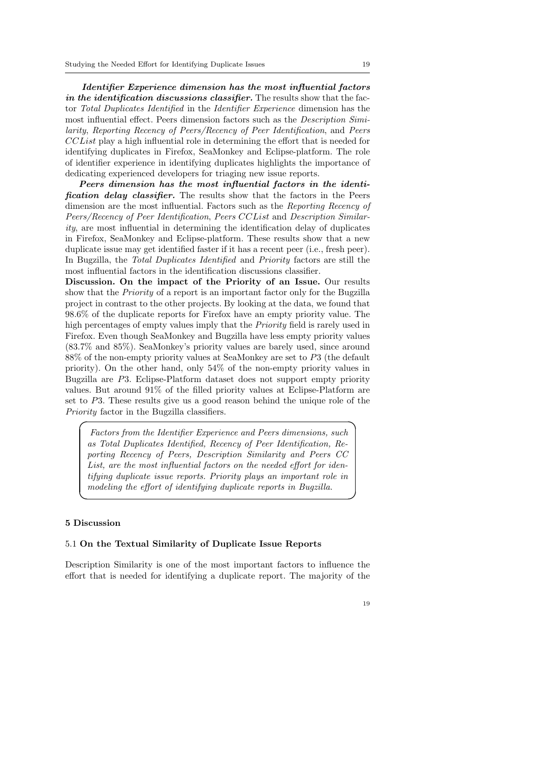***Identifier Experience dimension has the most influential factors in the identification discussions classifier.*** The results show that the factor *Total Duplicates Identified* in the *Identifier Experience* dimension has the most influential effect. Peers dimension factors such as the *Description Similarity*, *Reporting Recency of Peers/Recency of Peer Identification*, and *Peers CCList* play a high influential role in determining the effort that is needed for identifying duplicates in Firefox, SeaMonkey and Eclipse-platform. The role of identifier experience in identifying duplicates highlights the importance of dedicating experienced developers for triaging new issue reports.

***Peers dimension has the most influential factors in the identification delay classifier.*** The results show that the factors in the Peers dimension are the most influential. Factors such as the *Reporting Recency of Peers/Recency of Peer Identification*, *Peers CCList* and *Description Similarity*, are most influential in determining the identification delay of duplicates in Firefox, SeaMonkey and Eclipse-platform. These results show that a new duplicate issue may get identified faster if it has a recent peer (i.e., fresh peer). In Bugzilla, the *Total Duplicates Identified* and *Priority* factors are still the most influential factors in the identification discussions classifier.

**Discussion. On the impact of the Priority of an Issue.** Our results show that the *Priority* of a report is an important factor only for the Bugzilla project in contrast to the other projects. By looking at the data, we found that 98.6% of the duplicate reports for Firefox have an empty priority value. The high percentages of empty values imply that the *Priority* field is rarely used in Firefox. Even though SeaMonkey and Bugzilla have less empty priority values (83.7% and 85%). SeaMonkey's priority values are barely used, since around 88% of the non-empty priority values at SeaMonkey are set to $P3$ (the default priority). On the other hand, only 54% of the non-empty priority values in Bugzilla are $P3$. Eclipse-Platform dataset does not support empty priority values. But around 91% of the filled priority values at Eclipse-Platform are set to $P3$. These results give us a good reason behind the unique role of the *Priority* factor in the Bugzilla classifiers.

> *Factors from the Identifier Experience and Peers dimensions, such as Total Duplicates Identified, Recency of Peer Identification, Reporting Recency of Peers, Description Similarity and Peers CC List, are the most influential factors on the needed effort for identifying duplicate issue reports. Priority plays an important role in modeling the effort of identifying duplicate reports in Bugzilla.*

## 5 Discussion

### 5.1 On the Textual Similarity of Duplicate Issue Reports

Description Similarity is one of the most important factors to influence the effort that is needed for identifying a duplicate report. The majority of the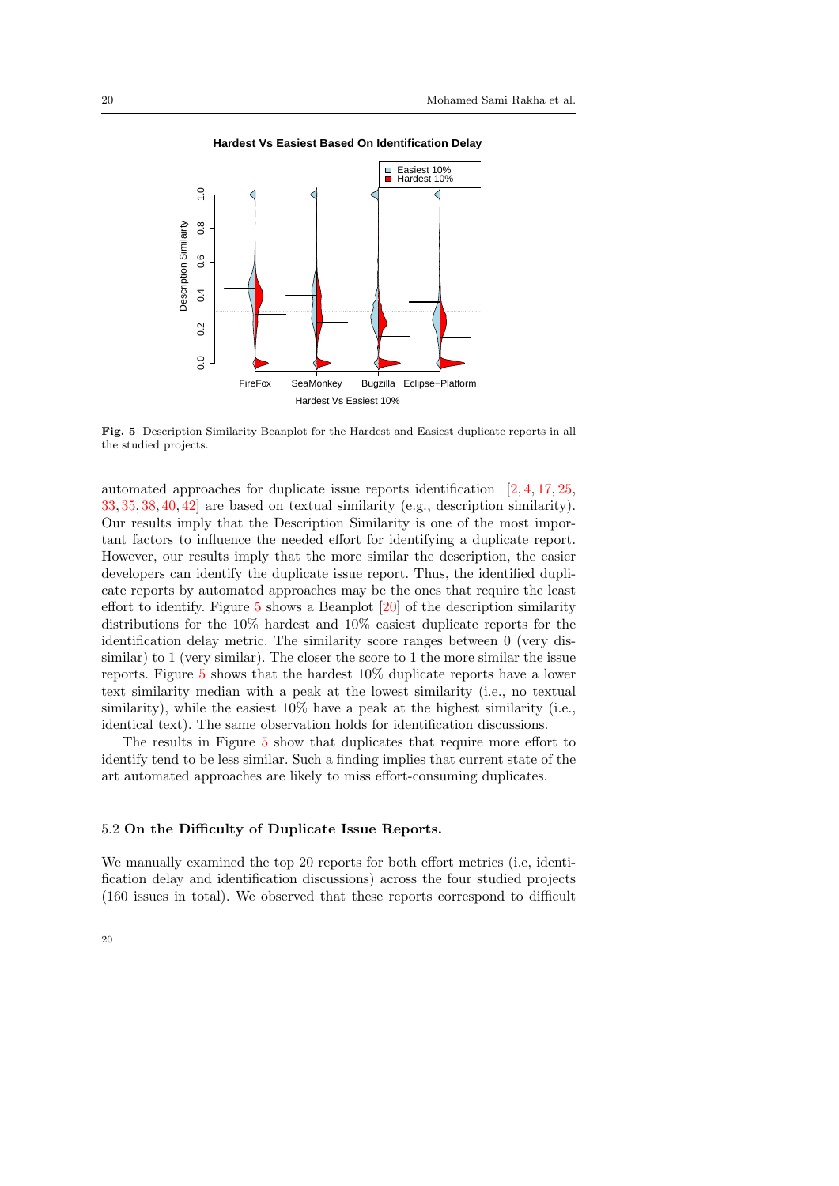**Fig. 5** Description Similarity Beanplot for the Hardest and Easiest duplicate reports in all the studied projects.

automated approaches for duplicate issue reports identification [2, 4, 17, 25, 33, 35, 38, 40, 42] are based on textual similarity (e.g., description similarity). Our results imply that the Description Similarity is one of the most important factors to influence the needed effort for identifying a duplicate report. However, our results imply that the more similar the description, the easier developers can identify the duplicate issue report. Thus, the identified duplicate reports by automated approaches may be the ones that require the least effort to identify. Figure 5 shows a Beanplot [20] of the description similarity distributions for the 10% hardest and 10% easiest duplicate reports for the identification delay metric. The similarity score ranges between 0 (very dissimilar) to 1 (very similar). The closer the score to 1 the more similar the issue reports. Figure 5 shows that the hardest 10% duplicate reports have a lower text similarity median with a peak at the lowest similarity (i.e., no textual similarity), while the easiest 10% have a peak at the highest similarity (i.e., identical text). The same observation holds for identification discussions.

The results in Figure 5 show that duplicates that require more effort to identify tend to be less similar. Such a finding implies that current state of the art automated approaches are likely to miss effort-consuming duplicates.

## 5.2 On the Difficulty of Duplicate Issue Reports.

We manually examined the top 20 reports for both effort metrics (i.e, identification delay and identification discussions) across the four studied projects (160 issues in total). We observed that these reports correspond to difficult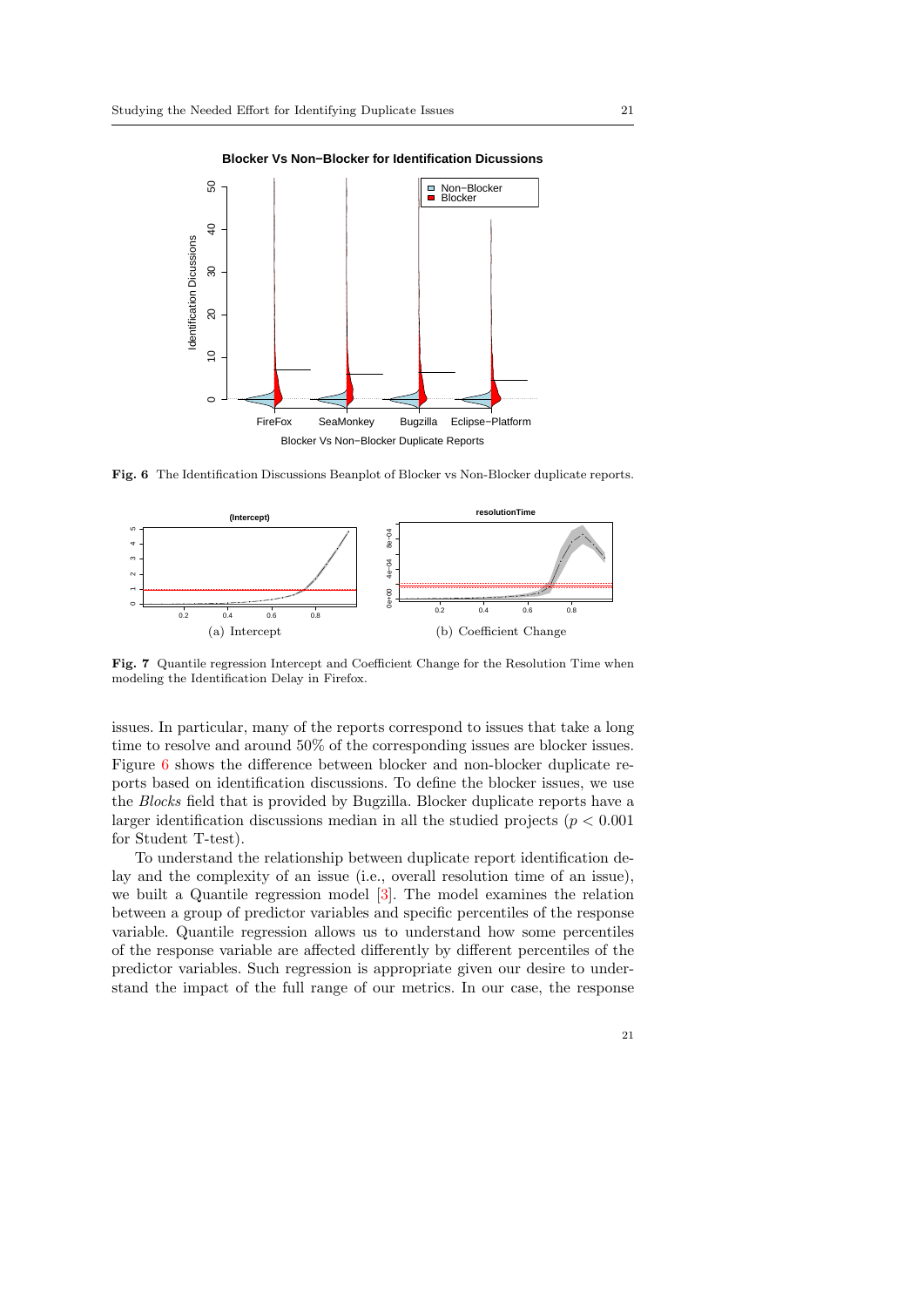**Fig. 6** The Identification Discussions Beanplot of Blocker vs Non-Blocker duplicate reports.

(a) Intercept

(b) Coefficient Change

**Fig. 7** Quantile regression Intercept and Coefficient Change for the Resolution Time when modeling the Identification Delay in Firefox.

issues. In particular, many of the reports correspond to issues that take a long time to resolve and around 50% of the corresponding issues are blocker issues. Figure 6 shows the difference between blocker and non-blocker duplicate reports based on identification discussions. To define the blocker issues, we use the *Blocks* field that is provided by Bugzilla. Blocker duplicate reports have a larger identification discussions median in all the studied projects ($p < 0.001$ for Student T-test).

To understand the relationship between duplicate report identification delay and the complexity of an issue (i.e., overall resolution time of an issue), we built a Quantile regression model [3]. The model examines the relation between a group of predictor variables and specific percentiles of the response variable. Quantile regression allows us to understand how some percentiles of the response variable are affected differently by different percentiles of the predictor variables. Such regression is appropriate given our desire to understand the impact of the full range of our metrics. In our case, the response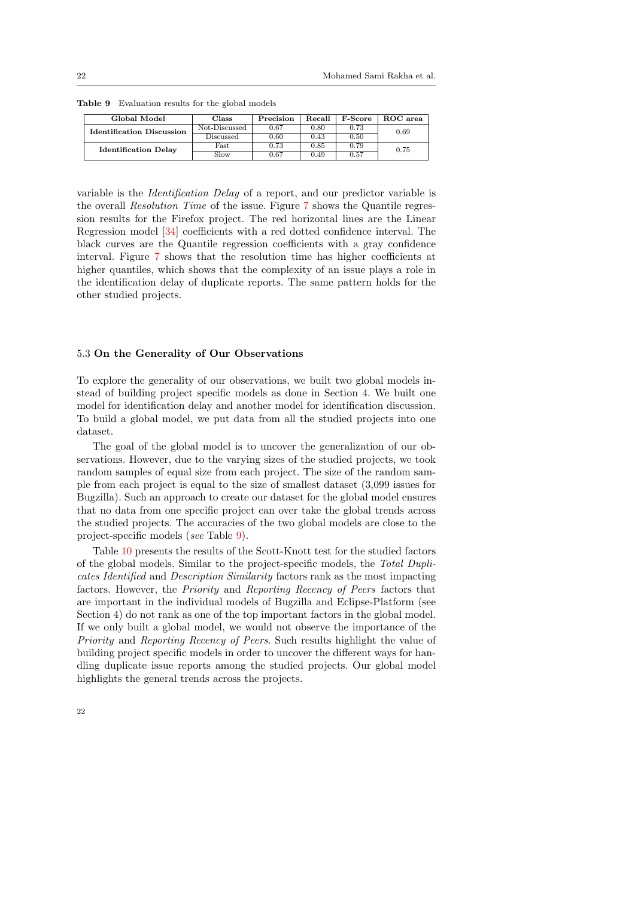**Table 9** Evaluation results for the global models

| Global Model | Class | Precision | Recall | F-Score | ROC area |
|---|---|---|---|---|---|
| **Identification Discussion** | Not-Discussed | 0.67 | 0.80 | 0.73 | 0.69 |
| | Discussed | 0.60 | 0.43 | 0.50 | |
| **Identification Delay** | Fast | 0.73 | 0.85 | 0.79 | 0.75 |
| | Slow | 0.67 | 0.49 | 0.57 | |

variable is the *Identification Delay* of a report, and our predictor variable is the overall *Resolution Time* of the issue. Figure 7 shows the Quantile regression results for the Firefox project. The red horizontal lines are the Linear Regression model [34] coefficients with a red dotted confidence interval. The black curves are the Quantile regression coefficients with a gray confidence interval. Figure 7 shows that the resolution time has higher coefficients at higher quantiles, which shows that the complexity of an issue plays a role in the identification delay of duplicate reports. The same pattern holds for the other studied projects.

### 5.3 On the Generality of Our Observations

To explore the generality of our observations, we built two global models instead of building project specific models as done in Section 4. We built one model for identification delay and another model for identification discussion. To build a global model, we put data from all the studied projects into one dataset.

The goal of the global model is to uncover the generalization of our observations. However, due to the varying sizes of the studied projects, we took random samples of equal size from each project. The size of the random sample from each project is equal to the size of smallest dataset (3,099 issues for Bugzilla). Such an approach to create our dataset for the global model ensures that no data from one specific project can over take the global trends across the studied projects. The accuracies of the two global models are close to the project-specific models (*see* Table 9).

Table 10 presents the results of the Scott-Knott test for the studied factors of the global models. Similar to the project-specific models, the *Total Duplicates Identified* and *Description Similarity* factors rank as the most impacting factors. However, the *Priority* and *Reporting Recency of Peers* factors that are important in the individual models of Bugzilla and Eclipse-Platform (see Section 4) do not rank as one of the top important factors in the global model. If we only built a global model, we would not observe the importance of the *Priority* and *Reporting Recency of Peers*. Such results highlight the value of building project specific models in order to uncover the different ways for handling duplicate issue reports among the studied projects. Our global model highlights the general trends across the projects.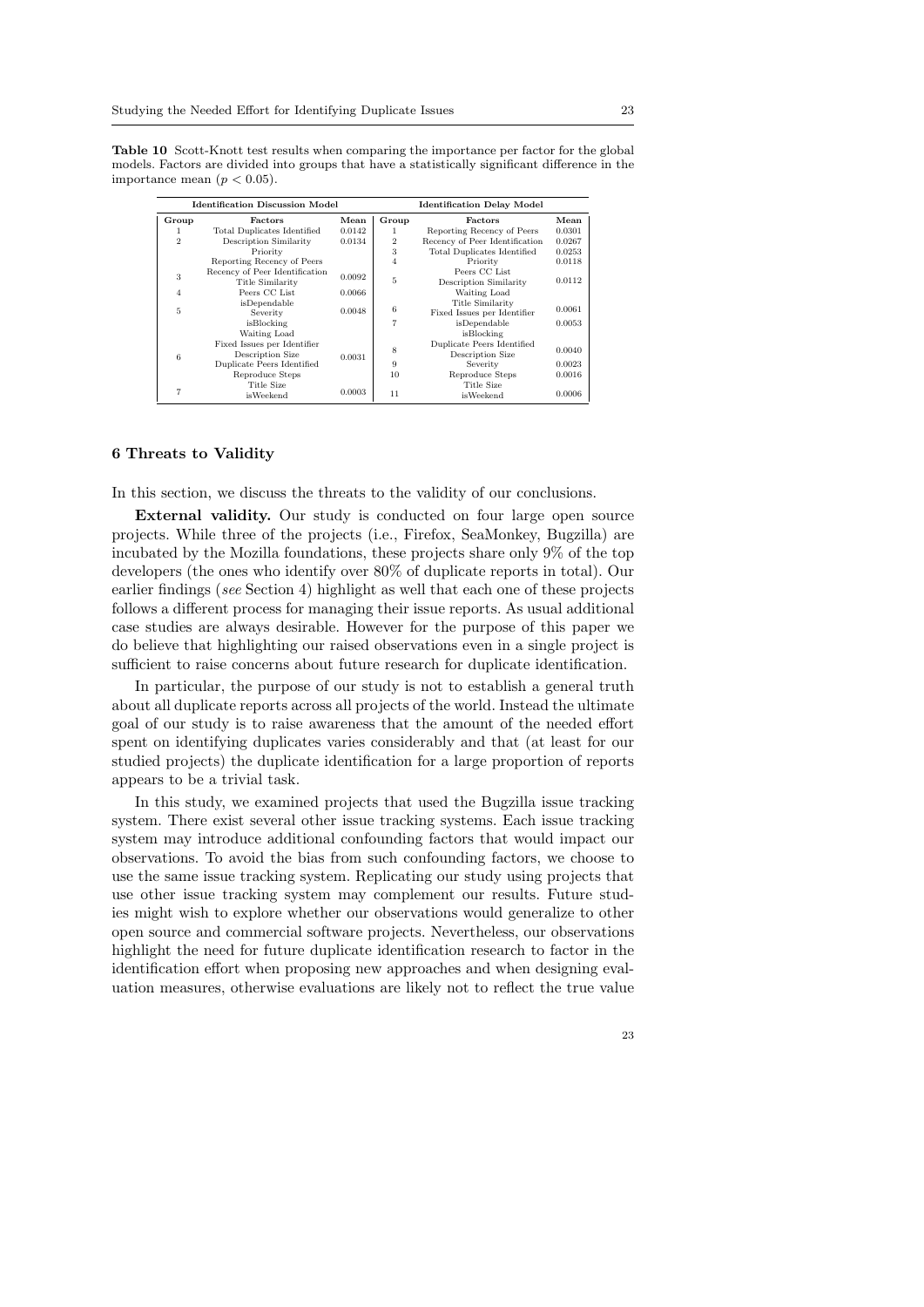**Table 10** Scott-Knott test results when comparing the importance per factor for the global models. Factors are divided into groups that have a statistically significant difference in the importance mean ($p < 0.05$).

| Identification Discussion Model | | | Identification Delay Model | | |
|---|---|---|---|---|---|
| Group | Factors | Mean | Group | Factors | Mean |
| 1 | Total Duplicates Identified | 0.0142 | 1 | Reporting Recency of Peers | 0.0301 |
| 2 | Description Similarity | 0.0134 | 2 | Recency of Peer Identification | 0.0267 |
| 3 | Priority<br>Reporting Recency of Peers<br>Recency of Peer Identification<br>Title Similarity | 0.0092 | 3 | Total Duplicates Identified | 0.0253 |
| 4 | Peers CC List | 0.0066 | 4 | Priority | 0.0118 |
| 5 | isDependable<br>Severity<br>isBlocking | 0.0048 | 5 | Peers CC List<br>Description Similarity<br>Waiting Load | 0.0112 |
| 6 | Waiting Load<br>Fixed Issues per Identifier<br>Description Size<br>Duplicate Peers Identified<br>Reproduce Steps | 0.0031 | 6 | Title Similarity<br>Fixed Issues per Identifier | 0.0061 |
| 7 | Title Size<br>isWeekend | 0.0003 | 7 | isDependable | 0.0053 |
| | | | 8 | isBlocking<br>Duplicate Peers Identified<br>Description Size | 0.0040 |
| | | | 9 | Severity | 0.0023 |
| | | | 10 | Reproduce Steps | 0.0016 |
| | | | 11 | Title Size<br>isWeekend | 0.0006 |

## 6 Threats to Validity

In this section, we discuss the threats to the validity of our conclusions.

**External validity.** Our study is conducted on four large open source projects. While three of the projects (i.e., Firefox, SeaMonkey, Bugzilla) are incubated by the Mozilla foundations, these projects share only 9% of the top developers (the ones who identify over 80% of duplicate reports in total). Our earlier findings (*see* Section 4) highlight as well that each one of these projects follows a different process for managing their issue reports. As usual additional case studies are always desirable. However for the purpose of this paper we do believe that highlighting our raised observations even in a single project is sufficient to raise concerns about future research for duplicate identification.

In particular, the purpose of our study is not to establish a general truth about all duplicate reports across all projects of the world. Instead the ultimate goal of our study is to raise awareness that the amount of the needed effort spent on identifying duplicates varies considerably and that (at least for our studied projects) the duplicate identification for a large proportion of reports appears to be a trivial task.

In this study, we examined projects that used the Bugzilla issue tracking system. There exist several other issue tracking systems. Each issue tracking system may introduce additional confounding factors that would impact our observations. To avoid the bias from such confounding factors, we choose to use the same issue tracking system. Replicating our study using projects that use other issue tracking system may complement our results. Future studies might wish to explore whether our observations would generalize to other open source and commercial software projects. Nevertheless, our observations highlight the need for future duplicate identification research to factor in the identification effort when proposing new approaches and when designing evaluation measures, otherwise evaluations are likely not to reflect the true value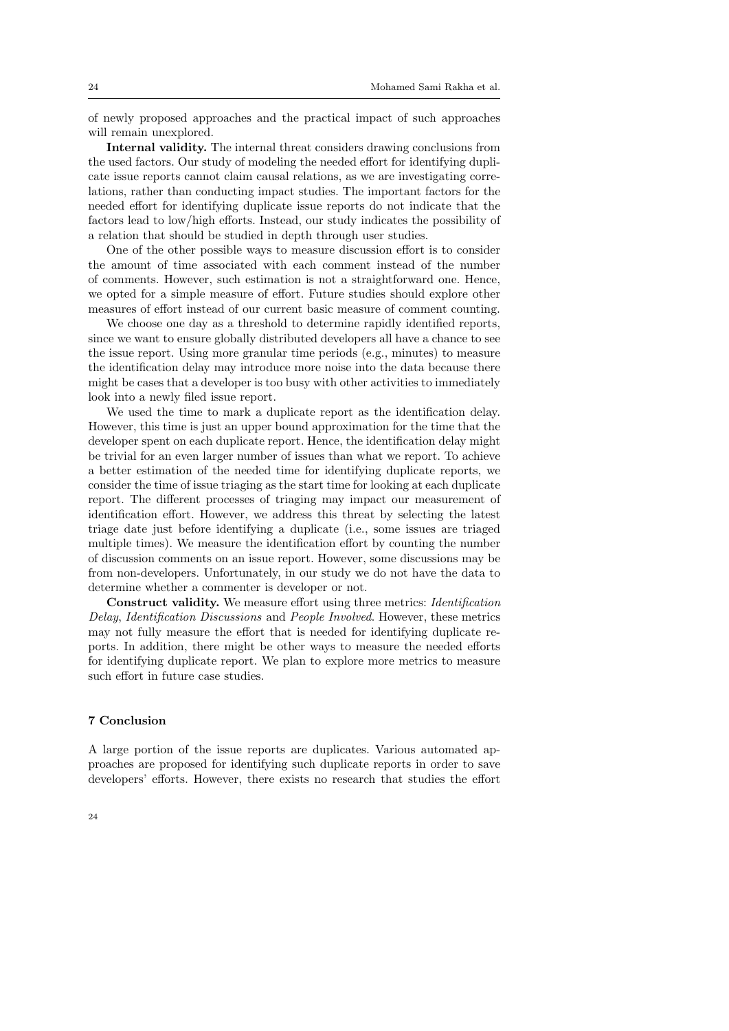of newly proposed approaches and the practical impact of such approaches will remain unexplored.

**Internal validity.** The internal threat considers drawing conclusions from the used factors. Our study of modeling the needed effort for identifying duplicate issue reports cannot claim causal relations, as we are investigating correlations, rather than conducting impact studies. The important factors for the needed effort for identifying duplicate issue reports do not indicate that the factors lead to low/high efforts. Instead, our study indicates the possibility of a relation that should be studied in depth through user studies.

One of the other possible ways to measure discussion effort is to consider the amount of time associated with each comment instead of the number of comments. However, such estimation is not a straightforward one. Hence, we opted for a simple measure of effort. Future studies should explore other measures of effort instead of our current basic measure of comment counting.

We choose one day as a threshold to determine rapidly identified reports, since we want to ensure globally distributed developers all have a chance to see the issue report. Using more granular time periods (e.g., minutes) to measure the identification delay may introduce more noise into the data because there might be cases that a developer is too busy with other activities to immediately look into a newly filed issue report.

We used the time to mark a duplicate report as the identification delay. However, this time is just an upper bound approximation for the time that the developer spent on each duplicate report. Hence, the identification delay might be trivial for an even larger number of issues than what we report. To achieve a better estimation of the needed time for identifying duplicate reports, we consider the time of issue triaging as the start time for looking at each duplicate report. The different processes of triaging may impact our measurement of identification effort. However, we address this threat by selecting the latest triage date just before identifying a duplicate (i.e., some issues are triaged multiple times). We measure the identification effort by counting the number of discussion comments on an issue report. However, some discussions may be from non-developers. Unfortunately, in our study we do not have the data to determine whether a commenter is developer or not.

**Construct validity.** We measure effort using three metrics: *Identification Delay*, *Identification Discussions* and *People Involved*. However, these metrics may not fully measure the effort that is needed for identifying duplicate reports. In addition, there might be other ways to measure the needed efforts for identifying duplicate report. We plan to explore more metrics to measure such effort in future case studies.

## 7 Conclusion

A large portion of the issue reports are duplicates. Various automated approaches are proposed for identifying such duplicate reports in order to save developers' efforts. However, there exists no research that studies the effort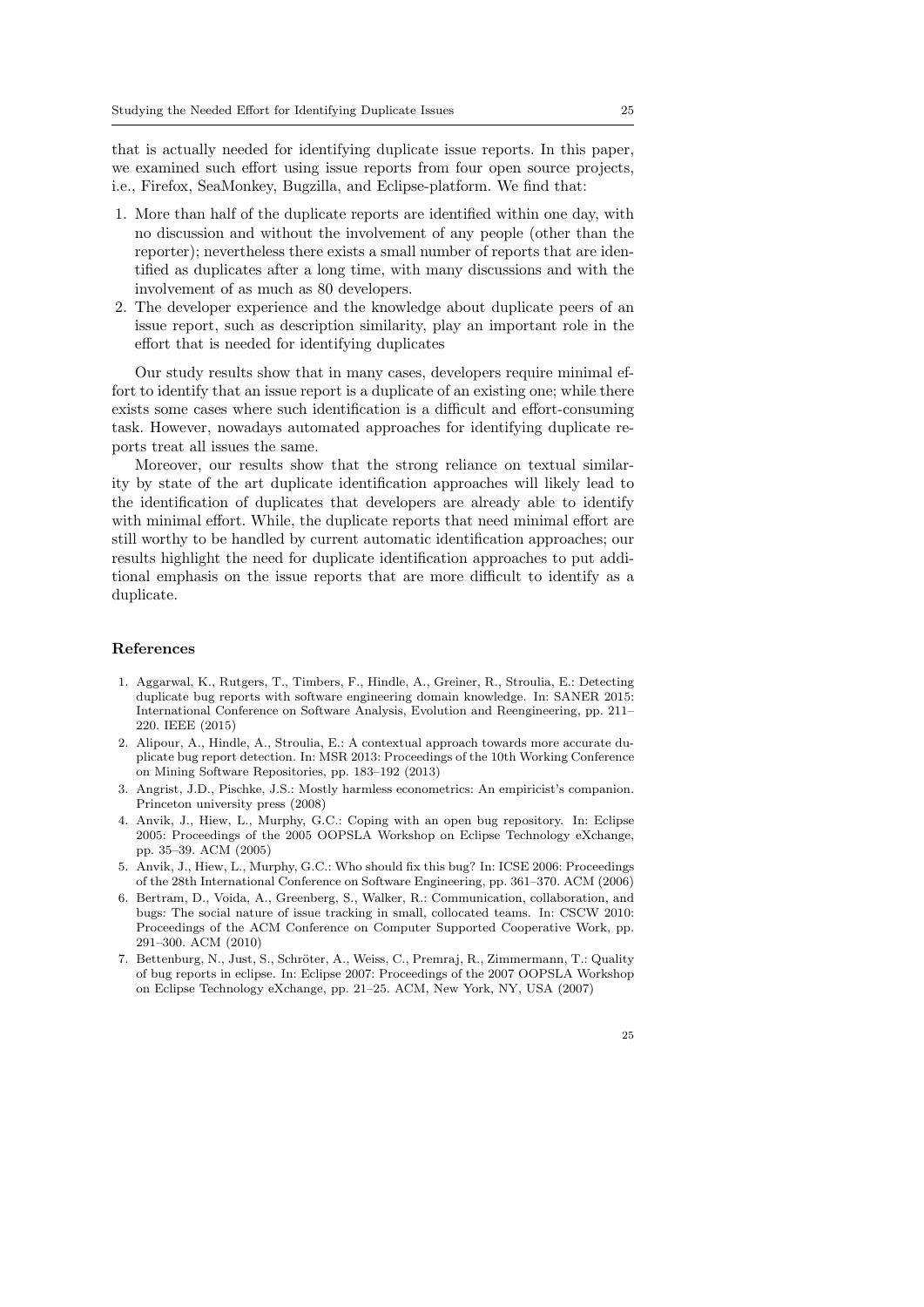that is actually needed for identifying duplicate issue reports. In this paper, we examined such effort using issue reports from four open source projects, i.e., Firefox, SeaMonkey, Bugzilla, and Eclipse-platform. We find that:

1. More than half of the duplicate reports are identified within one day, with no discussion and without the involvement of any people (other than the reporter); nevertheless there exists a small number of reports that are identified as duplicates after a long time, with many discussions and with the involvement of as much as 80 developers.
2. The developer experience and the knowledge about duplicate peers of an issue report, such as description similarity, play an important role in the effort that is needed for identifying duplicates

Our study results show that in many cases, developers require minimal effort to identify that an issue report is a duplicate of an existing one; while there exists some cases where such identification is a difficult and effort-consuming task. However, nowadays automated approaches for identifying duplicate reports treat all issues the same.

Moreover, our results show that the strong reliance on textual similarity by state of the art duplicate identification approaches will likely lead to the identification of duplicates that developers are already able to identify with minimal effort. While, the duplicate reports that need minimal effort are still worthy to be handled by current automatic identification approaches; our results highlight the need for duplicate identification approaches to put additional emphasis on the issue reports that are more difficult to identify as a duplicate.

## References

1. Aggarwal, K., Rutgers, T., Timbers, F., Hindle, A., Greiner, R., Stroulia, E.: Detecting duplicate bug reports with software engineering domain knowledge. In: SANER 2015: International Conference on Software Analysis, Evolution and Reengineering, pp. 211–220. IEEE (2015)
2. Alipour, A., Hindle, A., Stroulia, E.: A contextual approach towards more accurate duplicate bug report detection. In: MSR 2013: Proceedings of the 10th Working Conference on Mining Software Repositories, pp. 183–192 (2013)
3. Angrist, J.D., Pischke, J.S.: Mostly harmless econometrics: An empiricist's companion. Princeton university press (2008)
4. Anvik, J., Hiew, L., Murphy, G.C.: Coping with an open bug repository. In: Eclipse 2005: Proceedings of the 2005 OOPSLA Workshop on Eclipse Technology eXchange, pp. 35–39. ACM (2005)
5. Anvik, J., Hiew, L., Murphy, G.C.: Who should fix this bug? In: ICSE 2006: Proceedings of the 28th International Conference on Software Engineering, pp. 361–370. ACM (2006)
6. Bertram, D., Voida, A., Greenberg, S., Walker, R.: Communication, collaboration, and bugs: The social nature of issue tracking in small, collocated teams. In: CSCW 2010: Proceedings of the ACM Conference on Computer Supported Cooperative Work, pp. 291–300. ACM (2010)
7. Bettenburg, N., Just, S., Schröter, A., Weiss, C., Premraj, R., Zimmermann, T.: Quality of bug reports in eclipse. In: Eclipse 2007: Proceedings of the 2007 OOPSLA Workshop on Eclipse Technology eXchange, pp. 21–25. ACM, New York, NY, USA (2007)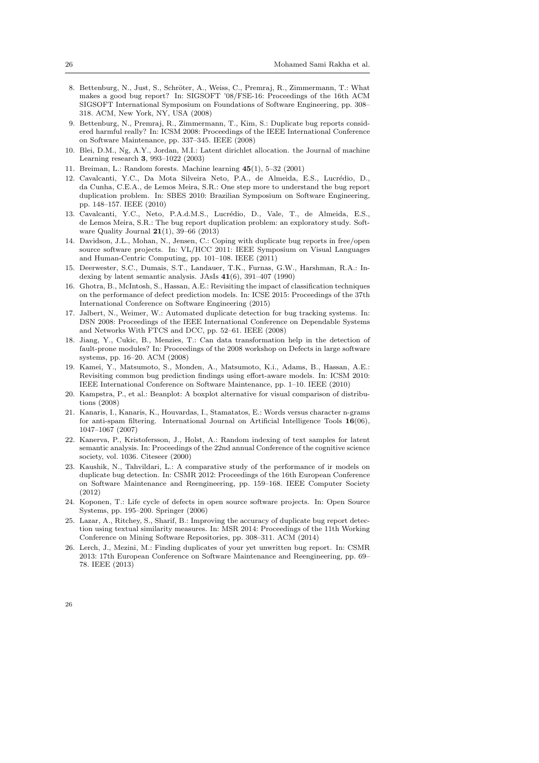8. Bettenburg, N., Just, S., Schröter, A., Weiss, C., Premraj, R., Zimmermann, T.: What makes a good bug report? In: SIGSOFT '08/FSE-16: Proceedings of the 16th ACM SIGSOFT International Symposium on Foundations of Software Engineering, pp. 308–318. ACM, New York, NY, USA (2008)
9. Bettenburg, N., Premraj, R., Zimmermann, T., Kim, S.: Duplicate bug reports considered harmful really? In: ICSM 2008: Proceedings of the IEEE International Conference on Software Maintenance, pp. 337–345. IEEE (2008)
10. Blei, D.M., Ng, A.Y., Jordan, M.I.: Latent dirichlet allocation. the Journal of machine Learning research **3**, 993–1022 (2003)
11. Breiman, L.: Random forests. Machine learning **45**(1), 5–32 (2001)
12. Cavalcanti, Y.C., Da Mota Silveira Neto, P.A., de Almeida, E.S., Lucrédio, D., da Cunha, C.E.A., de Lemos Meira, S.R.: One step more to understand the bug report duplication problem. In: SBES 2010: Brazilian Symposium on Software Engineering, pp. 148–157. IEEE (2010)
13. Cavalcanti, Y.C., Neto, P.A.d.M.S., Lucrédio, D., Vale, T., de Almeida, E.S., de Lemos Meira, S.R.: The bug report duplication problem: an exploratory study. Software Quality Journal **21**(1), 39–66 (2013)
14. Davidson, J.L., Mohan, N., Jensen, C.: Coping with duplicate bug reports in free/open source software projects. In: VL/HCC 2011: IEEE Symposium on Visual Languages and Human-Centric Computing, pp. 101–108. IEEE (2011)
15. Deerwester, S.C., Dumais, S.T., Landauer, T.K., Furnas, G.W., Harshman, R.A.: Indexing by latent semantic analysis. JAsIs **41**(6), 391–407 (1990)
16. Ghotra, B., McIntosh, S., Hassan, A.E.: Revisiting the impact of classification techniques on the performance of defect prediction models. In: ICSE 2015: Proceedings of the 37th International Conference on Software Engineering (2015)
17. Jalbert, N., Weimer, W.: Automated duplicate detection for bug tracking systems. In: DSN 2008: Proceedings of the IEEE International Conference on Dependable Systems and Networks With FTCS and DCC, pp. 52–61. IEEE (2008)
18. Jiang, Y., Cukic, B., Menzies, T.: Can data transformation help in the detection of fault-prone modules? In: Proceedings of the 2008 workshop on Defects in large software systems, pp. 16–20. ACM (2008)
19. Kamei, Y., Matsumoto, S., Monden, A., Matsumoto, K.i., Adams, B., Hassan, A.E.: Revisiting common bug prediction findings using effort-aware models. In: ICSM 2010: IEEE International Conference on Software Maintenance, pp. 1–10. IEEE (2010)
20. Kampstra, P., et al.: Beanplot: A boxplot alternative for visual comparison of distributions (2008)
21. Kanaris, I., Kanaris, K., Houvardas, I., Stamatatos, E.: Words versus character n-grams for anti-spam filtering. International Journal on Artificial Intelligence Tools **16**(06), 1047–1067 (2007)
22. Kanerva, P., Kristofersson, J., Holst, A.: Random indexing of text samples for latent semantic analysis. In: Proceedings of the 22nd annual Conference of the cognitive science society, vol. 1036. Citeseer (2000)
23. Kaushik, N., Tahvildari, L.: A comparative study of the performance of ir models on duplicate bug detection. In: CSMR 2012: Proceedings of the 16th European Conference on Software Maintenance and Reengineering, pp. 159–168. IEEE Computer Society (2012)
24. Koponen, T.: Life cycle of defects in open source software projects. In: Open Source Systems, pp. 195–200. Springer (2006)
25. Lazar, A., Ritchey, S., Sharif, B.: Improving the accuracy of duplicate bug report detection using textual similarity measures. In: MSR 2014: Proceedings of the 11th Working Conference on Mining Software Repositories, pp. 308–311. ACM (2014)
26. Lerch, J., Mezini, M.: Finding duplicates of your yet unwritten bug report. In: CSMR 2013: 17th European Conference on Software Maintenance and Reengineering, pp. 69–78. IEEE (2013)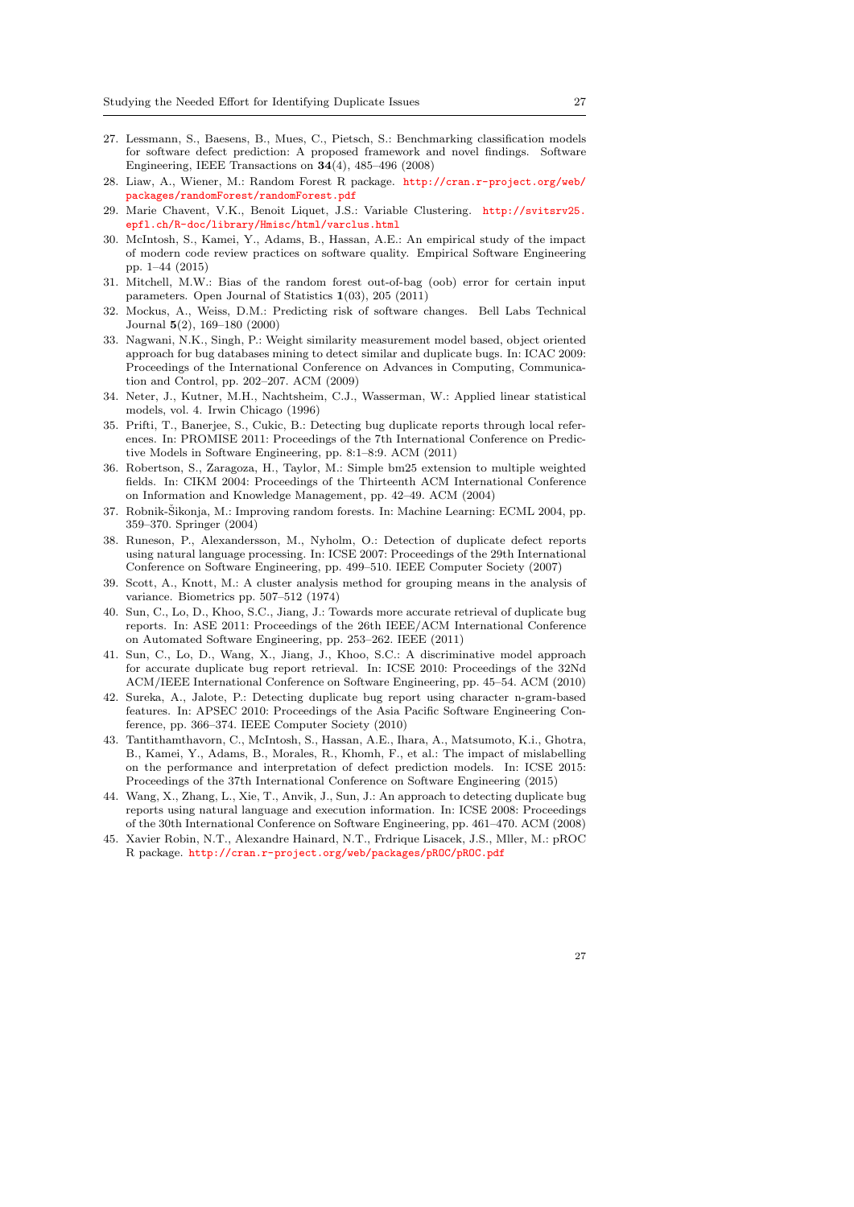27. Lessmann, S., Baesens, B., Mues, C., Pietsch, S.: Benchmarking classification models for software defect prediction: A proposed framework and novel findings. Software Engineering, IEEE Transactions on **34**(4), 485–496 (2008)
28. Liaw, A., Wiener, M.: Random Forest R package. http://cran.r-project.org/web/packages/randomForest/randomForest.pdf
29. Marie Chavent, V.K., Benoit Liquet, J.S.: Variable Clustering. http://svitsrv25.epfl.ch/R-doc/library/Hmisc/html/varclus.html
30. McIntosh, S., Kamei, Y., Adams, B., Hassan, A.E.: An empirical study of the impact of modern code review practices on software quality. Empirical Software Engineering pp. 1–44 (2015)
31. Mitchell, M.W.: Bias of the random forest out-of-bag (oob) error for certain input parameters. Open Journal of Statistics **1**(03), 205 (2011)
32. Mockus, A., Weiss, D.M.: Predicting risk of software changes. Bell Labs Technical Journal **5**(2), 169–180 (2000)
33. Nagwani, N.K., Singh, P.: Weight similarity measurement model based, object oriented approach for bug databases mining to detect similar and duplicate bugs. In: ICAC 2009: Proceedings of the International Conference on Advances in Computing, Communication and Control, pp. 202–207. ACM (2009)
34. Neter, J., Kutner, M.H., Nachtsheim, C.J., Wasserman, W.: Applied linear statistical models, vol. 4. Irwin Chicago (1996)
35. Prifti, T., Banerjee, S., Cukic, B.: Detecting bug duplicate reports through local references. In: PROMISE 2011: Proceedings of the 7th International Conference on Predictive Models in Software Engineering, pp. 8:1–8:9. ACM (2011)
36. Robertson, S., Zaragoza, H., Taylor, M.: Simple bm25 extension to multiple weighted fields. In: CIKM 2004: Proceedings of the Thirteenth ACM International Conference on Information and Knowledge Management, pp. 42–49. ACM (2004)
37. Robnik-Šikonja, M.: Improving random forests. In: Machine Learning: ECML 2004, pp. 359–370. Springer (2004)
38. Runeson, P., Alexandersson, M., Nyholm, O.: Detection of duplicate defect reports using natural language processing. In: ICSE 2007: Proceedings of the 29th International Conference on Software Engineering, pp. 499–510. IEEE Computer Society (2007)
39. Scott, A., Knott, M.: A cluster analysis method for grouping means in the analysis of variance. Biometrics pp. 507–512 (1974)
40. Sun, C., Lo, D., Khoo, S.C., Jiang, J.: Towards more accurate retrieval of duplicate bug reports. In: ASE 2011: Proceedings of the 26th IEEE/ACM International Conference on Automated Software Engineering, pp. 253–262. IEEE (2011)
41. Sun, C., Lo, D., Wang, X., Jiang, J., Khoo, S.C.: A discriminative model approach for accurate duplicate bug report retrieval. In: ICSE 2010: Proceedings of the 32Nd ACM/IEEE International Conference on Software Engineering, pp. 45–54. ACM (2010)
42. Sureka, A., Jalote, P.: Detecting duplicate bug report using character n-gram-based features. In: APSEC 2010: Proceedings of the Asia Pacific Software Engineering Conference, pp. 366–374. IEEE Computer Society (2010)
43. Tantithamthavorn, C., McIntosh, S., Hassan, A.E., Ihara, A., Matsumoto, K.i., Ghotra, B., Kamei, Y., Adams, B., Morales, R., Khomh, F., et al.: The impact of mislabelling on the performance and interpretation of defect prediction models. In: ICSE 2015: Proceedings of the 37th International Conference on Software Engineering (2015)
44. Wang, X., Zhang, L., Xie, T., Anvik, J., Sun, J.: An approach to detecting duplicate bug reports using natural language and execution information. In: ICSE 2008: Proceedings of the 30th International Conference on Software Engineering, pp. 461–470. ACM (2008)
45. Xavier Robin, N.T., Alexandre Hainard, N.T., Frdrique Lisacek, J.S., Mller, M.: pROC R package. http://cran.r-project.org/web/packages/pROC/pROC.pdf